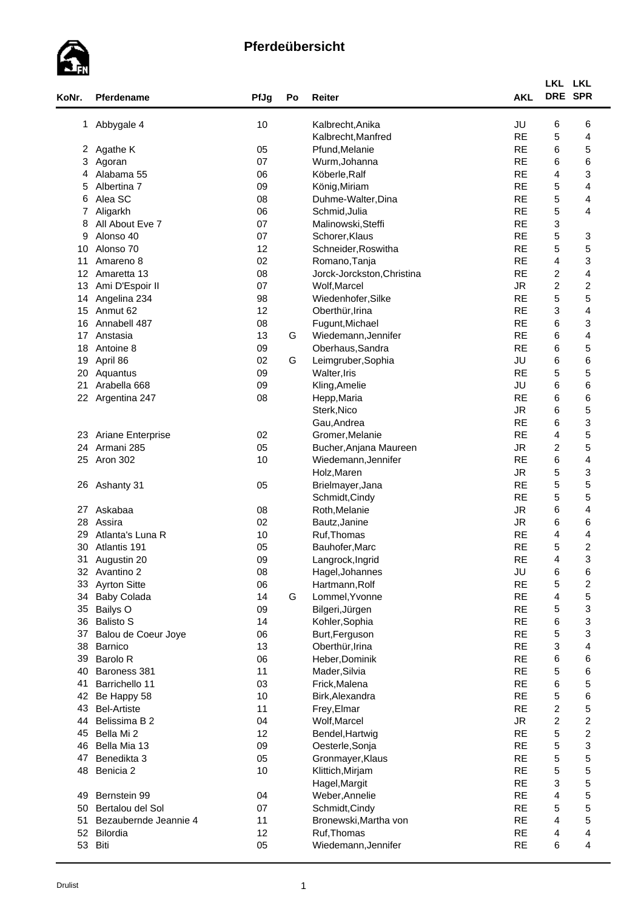# Pferdeübersicht

| KoNr. | Pferdename | PfJg | Po | Reiter | AKL | LKL DRE | LKL SPR |
|---|---|---|---|---|---|---|---|
| 1 | Abbygale 4 | 10 | | Kalbrecht,Anika | JU | 6 | 6 |
| | | | | Kalbrecht,Manfred | RE | 5 | 4 |
| 2 | Agathe K | 05 | | Pfund,Melanie | RE | 6 | 5 |
| 3 | Agoran | 07 | | Wurm,Johanna | RE | 6 | 6 |
| 4 | Alabama 55 | 06 | | Köberle,Ralf | RE | 4 | 3 |
| 5 | Albertina 7 | 09 | | König,Miriam | RE | 5 | 4 |
| 6 | Alea SC | 08 | | Duhme-Walter,Dina | RE | 5 | 4 |
| 7 | Aligarkh | 06 | | Schmid,Julia | RE | 5 | 4 |
| 8 | All About Eve 7 | 07 | | Malinowski,Steffi | RE | 3 | |
| 9 | Alonso 40 | 07 | | Schorer,Klaus | RE | 5 | 3 |
| 10 | Alonso 70 | 12 | | Schneider,Roswitha | RE | 5 | 5 |
| 11 | Amareno 8 | 02 | | Romano,Tanja | RE | 4 | 3 |
| 12 | Amaretta 13 | 08 | | Jorck-Jorckston,Christina | RE | 2 | 4 |
| 13 | Ami D'Espoir II | 07 | | Wolf,Marcel | JR | 2 | 2 |
| 14 | Angelina 234 | 98 | | Wiedenhofer,Silke | RE | 5 | 5 |
| 15 | Anmut 62 | 12 | | Oberthür,Irina | RE | 3 | 4 |
| 16 | Annabell 487 | 08 | | Fugunt,Michael | RE | 6 | 3 |
| 17 | Anstasia | 13 | G | Wiedemann,Jennifer | RE | 6 | 4 |
| 18 | Antoine 8 | 09 | | Oberhaus,Sandra | RE | 6 | 5 |
| 19 | April 86 | 02 | G | Leimgruber,Sophia | JU | 6 | 6 |
| 20 | Aquantus | 09 | | Walter,Iris | RE | 5 | 5 |
| 21 | Arabella 668 | 09 | | Kling,Amelie | JU | 6 | 6 |
| 22 | Argentina 247 | 08 | | Hepp,Maria | RE | 6 | 6 |
| | | | | Sterk,Nico | JR | 6 | 5 |
| | | | | Gau,Andrea | RE | 6 | 3 |
| 23 | Ariane Enterprise | 02 | | Gromer,Melanie | RE | 4 | 5 |
| 24 | Armani 285 | 05 | | Bucher,Anjana Maureen | JR | 2 | 5 |
| 25 | Aron 302 | 10 | | Wiedemann,Jennifer | RE | 6 | 4 |
| | | | | Holz,Maren | JR | 5 | 3 |
| 26 | Ashanty 31 | 05 | | Brielmayer,Jana | RE | 5 | 5 |
| | | | | Schmidt,Cindy | RE | 5 | 5 |
| 27 | Askabaa | 08 | | Roth,Melanie | JR | 6 | 4 |
| 28 | Assira | 02 | | Bautz,Janine | JR | 6 | 6 |
| 29 | Atlanta's Luna R | 10 | | Ruf,Thomas | RE | 4 | 4 |
| 30 | Atlantis 191 | 05 | | Bauhofer,Marc | RE | 5 | 2 |
| 31 | Augustin 20 | 09 | | Langrock,Ingrid | RE | 4 | 3 |
| 32 | Avantino 2 | 08 | | Hagel,Johannes | JU | 6 | 6 |
| 33 | Ayrton Sitte | 06 | | Hartmann,Rolf | RE | 5 | 2 |
| 34 | Baby Colada | 14 | G | Lommel,Yvonne | RE | 4 | 5 |
| 35 | Bailys O | 09 | | Bilgeri,Jürgen | RE | 5 | 3 |
| 36 | Balisto S | 14 | | Kohler,Sophia | RE | 6 | 3 |
| 37 | Balou de Coeur Joye | 06 | | Burt,Ferguson | RE | 5 | 3 |
| 38 | Barnico | 13 | | Oberthür,Irina | RE | 3 | 4 |
| 39 | Barolo R | 06 | | Heber,Dominik | RE | 6 | 6 |
| 40 | Baroness 381 | 11 | | Mader,Silvia | RE | 5 | 6 |
| 41 | Barrichello 11 | 03 | | Frick,Malena | RE | 6 | 5 |
| 42 | Be Happy 58 | 10 | | Birk,Alexandra | RE | 5 | 6 |
| 43 | Bel-Artiste | 11 | | Frey,Elmar | RE | 2 | 5 |
| 44 | Belissima B 2 | 04 | | Wolf,Marcel | JR | 2 | 2 |
| 45 | Bella Mi 2 | 12 | | Bendel,Hartwig | RE | 5 | 2 |
| 46 | Bella Mia 13 | 09 | | Oesterle,Sonja | RE | 5 | 3 |
| 47 | Benedikta 3 | 05 | | Gronmayer,Klaus | RE | 5 | 5 |
| 48 | Benicia 2 | 10 | | Klittich,Mirjam | RE | 5 | 5 |
| | | | | Hagel,Margit | RE | 3 | 5 |
| 49 | Bernstein 99 | 04 | | Weber,Annelie | RE | 4 | 5 |
| 50 | Bertalou del Sol | 07 | | Schmidt,Cindy | RE | 5 | 5 |
| 51 | Bezaubernde Jeannie 4 | 11 | | Bronewski,Martha von | RE | 4 | 5 |
| 52 | Bilordia | 12 | | Ruf,Thomas | RE | 4 | 4 |
| 53 | Biti | 05 | | Wiedemann,Jennifer | RE | 6 | 4 |

Drulist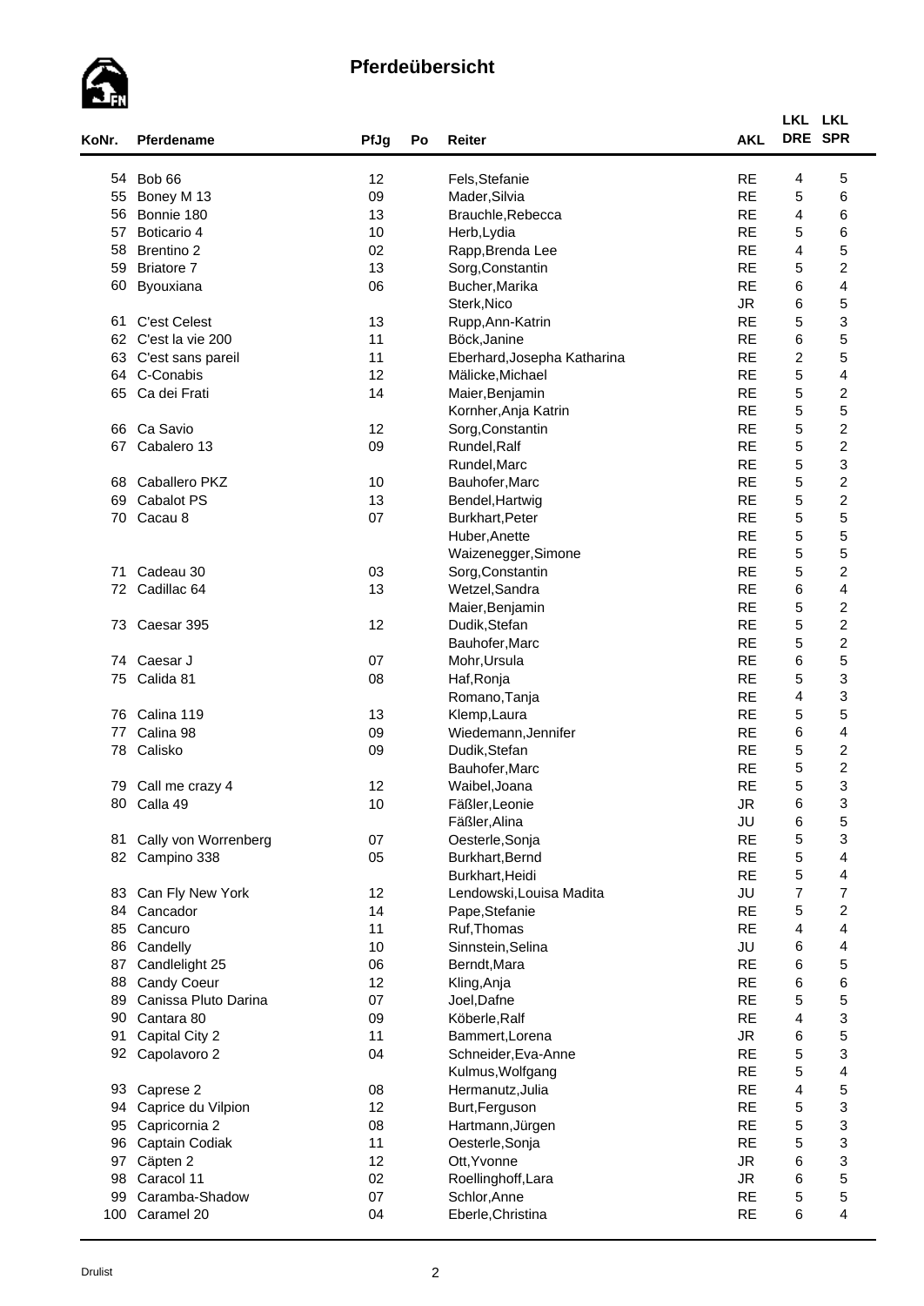# Pferdeübersicht

| KoNr. | Pferdename | PfJg | Po | Reiter | AKL | LKL DRE | LKL SPR |
|---|---|---|---|---|---|---|---|
| 54 | Bob 66 | 12 | | Fels,Stefanie | RE | 4 | 5 |
| 55 | Boney M 13 | 09 | | Mader,Silvia | RE | 5 | 6 |
| 56 | Bonnie 180 | 13 | | Brauchle,Rebecca | RE | 4 | 6 |
| 57 | Boticario 4 | 10 | | Herb,Lydia | RE | 5 | 6 |
| 58 | Brentino 2 | 02 | | Rapp,Brenda Lee | RE | 4 | 5 |
| 59 | Briatore 7 | 13 | | Sorg,Constantin | RE | 5 | 2 |
| 60 | Byouxiana | 06 | | Bucher,Marika | RE | 6 | 4 |
| | | | | Sterk,Nico | JR | 6 | 5 |
| 61 | C'est Celest | 13 | | Rupp,Ann-Katrin | RE | 5 | 3 |
| 62 | C'est la vie 200 | 11 | | Böck,Janine | RE | 6 | 5 |
| 63 | C'est sans pareil | 11 | | Eberhard,Josepha Katharina | RE | 2 | 5 |
| 64 | C-Conabis | 12 | | Mälicke,Michael | RE | 5 | 4 |
| 65 | Ca dei Frati | 14 | | Maier,Benjamin | RE | 5 | 2 |
| | | | | Kornher,Anja Katrin | RE | 5 | 5 |
| 66 | Ca Savio | 12 | | Sorg,Constantin | RE | 5 | 2 |
| 67 | Cabalero 13 | 09 | | Rundel,Ralf | RE | 5 | 2 |
| | | | | Rundel,Marc | RE | 5 | 3 |
| 68 | Caballero PKZ | 10 | | Bauhofer,Marc | RE | 5 | 2 |
| 69 | Cabalot PS | 13 | | Bendel,Hartwig | RE | 5 | 2 |
| 70 | Cacau 8 | 07 | | Burkhart,Peter | RE | 5 | 5 |
| | | | | Huber,Anette | RE | 5 | 5 |
| | | | | Waizenegger,Simone | RE | 5 | 5 |
| 71 | Cadeau 30 | 03 | | Sorg,Constantin | RE | 5 | 2 |
| 72 | Cadillac 64 | 13 | | Wetzel,Sandra | RE | 6 | 4 |
| | | | | Maier,Benjamin | RE | 5 | 2 |
| 73 | Caesar 395 | 12 | | Dudik,Stefan | RE | 5 | 2 |
| | | | | Bauhofer,Marc | RE | 5 | 2 |
| 74 | Caesar J | 07 | | Mohr,Ursula | RE | 6 | 5 |
| 75 | Calida 81 | 08 | | Haf,Ronja | RE | 5 | 3 |
| | | | | Romano,Tanja | RE | 4 | 3 |
| 76 | Calina 119 | 13 | | Klemp,Laura | RE | 5 | 5 |
| 77 | Calina 98 | 09 | | Wiedemann,Jennifer | RE | 6 | 4 |
| 78 | Calisko | 09 | | Dudik,Stefan | RE | 5 | 2 |
| | | | | Bauhofer,Marc | RE | 5 | 2 |
| 79 | Call me crazy 4 | 12 | | Waibel,Joana | RE | 5 | 3 |
| 80 | Calla 49 | 10 | | Fäßler,Leonie | JR | 6 | 3 |
| | | | | Fäßler,Alina | JU | 6 | 5 |
| 81 | Cally von Worrenberg | 07 | | Oesterle,Sonja | RE | 5 | 3 |
| 82 | Campino 338 | 05 | | Burkhart,Bernd | RE | 5 | 4 |
| | | | | Burkhart,Heidi | RE | 5 | 4 |
| 83 | Can Fly New York | 12 | | Lendowski,Louisa Madita | JU | 7 | 7 |
| 84 | Cancador | 14 | | Pape,Stefanie | RE | 5 | 2 |
| 85 | Cancuro | 11 | | Ruf,Thomas | RE | 4 | 4 |
| 86 | Candelly | 10 | | Sinnstein,Selina | JU | 6 | 4 |
| 87 | Candlelight 25 | 06 | | Berndt,Mara | RE | 6 | 5 |
| 88 | Candy Coeur | 12 | | Kling,Anja | RE | 6 | 6 |
| 89 | Canissa Pluto Darina | 07 | | Joel,Dafne | RE | 5 | 5 |
| 90 | Cantara 80 | 09 | | Köberle,Ralf | RE | 4 | 3 |
| 91 | Capital City 2 | 11 | | Bammert,Lorena | JR | 6 | 5 |
| 92 | Capolavoro 2 | 04 | | Schneider,Eva-Anne | RE | 5 | 3 |
| | | | | Kulmus,Wolfgang | RE | 5 | 4 |
| 93 | Caprese 2 | 08 | | Hermanutz,Julia | RE | 4 | 5 |
| 94 | Caprice du Vilpion | 12 | | Burt,Ferguson | RE | 5 | 3 |
| 95 | Capricornia 2 | 08 | | Hartmann,Jürgen | RE | 5 | 3 |
| 96 | Captain Codiak | 11 | | Oesterle,Sonja | RE | 5 | 3 |
| 97 | Cäpten 2 | 12 | | Ott,Yvonne | JR | 6 | 3 |
| 98 | Caracol 11 | 02 | | Roellinghoff,Lara | JR | 6 | 5 |
| 99 | Caramba-Shadow | 07 | | Schlor,Anne | RE | 5 | 5 |
| 100 | Caramel 20 | 04 | | Eberle,Christina | RE | 6 | 4 |

Drulist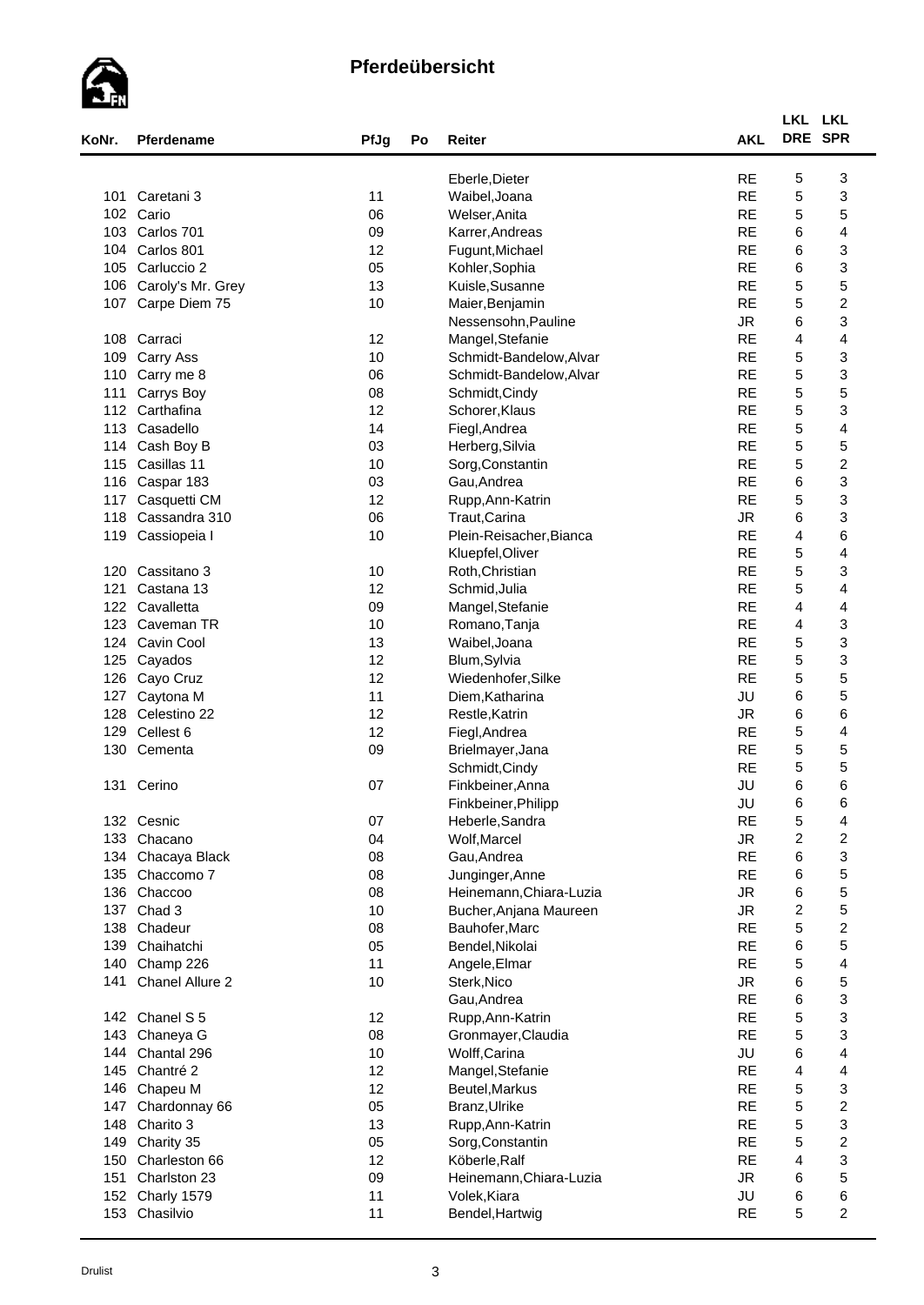## Pferdeübersicht

| KoNr. | Pferdename | PfJg | Po | Reiter | AKL | LKL DRE | LKL SPR |
|---|---|---|---|---|---|---|---|
| | | | | Eberle,Dieter | RE | 5 | 3 |
| 101 | Caretani 3 | 11 | | Waibel,Joana | RE | 5 | 3 |
| 102 | Cario | 06 | | Welser,Anita | RE | 5 | 5 |
| 103 | Carlos 701 | 09 | | Karrer,Andreas | RE | 6 | 4 |
| 104 | Carlos 801 | 12 | | Fugunt,Michael | RE | 6 | 3 |
| 105 | Carluccio 2 | 05 | | Kohler,Sophia | RE | 6 | 3 |
| 106 | Caroly's Mr. Grey | 13 | | Kuisle,Susanne | RE | 5 | 5 |
| 107 | Carpe Diem 75 | 10 | | Maier,Benjamin | RE | 5 | 2 |
| | | | | Nessensohn,Pauline | JR | 6 | 3 |
| 108 | Carraci | 12 | | Mangel,Stefanie | RE | 4 | 4 |
| 109 | Carry Ass | 10 | | Schmidt-Bandelow,Alvar | RE | 5 | 3 |
| 110 | Carry me 8 | 06 | | Schmidt-Bandelow,Alvar | RE | 5 | 3 |
| 111 | Carrys Boy | 08 | | Schmidt,Cindy | RE | 5 | 5 |
| 112 | Carthafina | 12 | | Schorer,Klaus | RE | 5 | 3 |
| 113 | Casadello | 14 | | Fiegl,Andrea | RE | 5 | 4 |
| 114 | Cash Boy B | 03 | | Herberg,Silvia | RE | 5 | 5 |
| 115 | Casillas 11 | 10 | | Sorg,Constantin | RE | 5 | 2 |
| 116 | Caspar 183 | 03 | | Gau,Andrea | RE | 6 | 3 |
| 117 | Casquetti CM | 12 | | Rupp,Ann-Katrin | RE | 5 | 3 |
| 118 | Cassandra 310 | 06 | | Traut,Carina | JR | 6 | 3 |
| 119 | Cassiopeia I | 10 | | Plein-Reisacher,Bianca | RE | 4 | 6 |
| | | | | Kluepfel,Oliver | RE | 5 | 4 |
| 120 | Cassitano 3 | 10 | | Roth,Christian | RE | 5 | 3 |
| 121 | Castana 13 | 12 | | Schmid,Julia | RE | 5 | 4 |
| 122 | Cavalletta | 09 | | Mangel,Stefanie | RE | 4 | 4 |
| 123 | Caveman TR | 10 | | Romano,Tanja | RE | 4 | 3 |
| 124 | Cavin Cool | 13 | | Waibel,Joana | RE | 5 | 3 |
| 125 | Cayados | 12 | | Blum,Sylvia | RE | 5 | 3 |
| 126 | Cayo Cruz | 12 | | Wiedenhofer,Silke | RE | 5 | 5 |
| 127 | Caytona M | 11 | | Diem,Katharina | JU | 6 | 5 |
| 128 | Celestino 22 | 12 | | Restle,Katrin | JR | 6 | 6 |
| 129 | Cellest 6 | 12 | | Fiegl,Andrea | RE | 5 | 4 |
| 130 | Cementa | 09 | | Brielmayer,Jana | RE | 5 | 5 |
| | | | | Schmidt,Cindy | RE | 5 | 5 |
| 131 | Cerino | 07 | | Finkbeiner,Anna | JU | 6 | 6 |
| | | | | Finkbeiner,Philipp | JU | 6 | 6 |
| 132 | Cesnic | 07 | | Heberle,Sandra | RE | 5 | 4 |
| 133 | Chacano | 04 | | Wolf,Marcel | JR | 2 | 2 |
| 134 | Chacaya Black | 08 | | Gau,Andrea | RE | 6 | 3 |
| 135 | Chaccomo 7 | 08 | | Junginger,Anne | RE | 6 | 5 |
| 136 | Chaccoo | 08 | | Heinemann,Chiara-Luzia | JR | 6 | 5 |
| 137 | Chad 3 | 10 | | Bucher,Anjana Maureen | JR | 2 | 5 |
| 138 | Chadeur | 08 | | Bauhofer,Marc | RE | 5 | 2 |
| 139 | Chaihatchi | 05 | | Bendel,Nikolai | RE | 6 | 5 |
| 140 | Champ 226 | 11 | | Angele,Elmar | RE | 5 | 4 |
| 141 | Chanel Allure 2 | 10 | | Sterk,Nico | JR | 6 | 5 |
| | | | | Gau,Andrea | RE | 6 | 3 |
| 142 | Chanel S 5 | 12 | | Rupp,Ann-Katrin | RE | 5 | 3 |
| 143 | Chaneya G | 08 | | Gronmayer,Claudia | RE | 5 | 3 |
| 144 | Chantal 296 | 10 | | Wolff,Carina | JU | 6 | 4 |
| 145 | Chantré 2 | 12 | | Mangel,Stefanie | RE | 4 | 4 |
| 146 | Chapeu M | 12 | | Beutel,Markus | RE | 5 | 3 |
| 147 | Chardonnay 66 | 05 | | Branz,Ulrike | RE | 5 | 2 |
| 148 | Charito 3 | 13 | | Rupp,Ann-Katrin | RE | 5 | 3 |
| 149 | Charity 35 | 05 | | Sorg,Constantin | RE | 5 | 2 |
| 150 | Charleston 66 | 12 | | Köberle,Ralf | RE | 4 | 3 |
| 151 | Charlston 23 | 09 | | Heinemann,Chiara-Luzia | JR | 6 | 5 |
| 152 | Charly 1579 | 11 | | Volek,Kiara | JU | 6 | 6 |
| 153 | Chasilvio | 11 | | Bendel,Hartwig | RE | 5 | 2 |

Drulist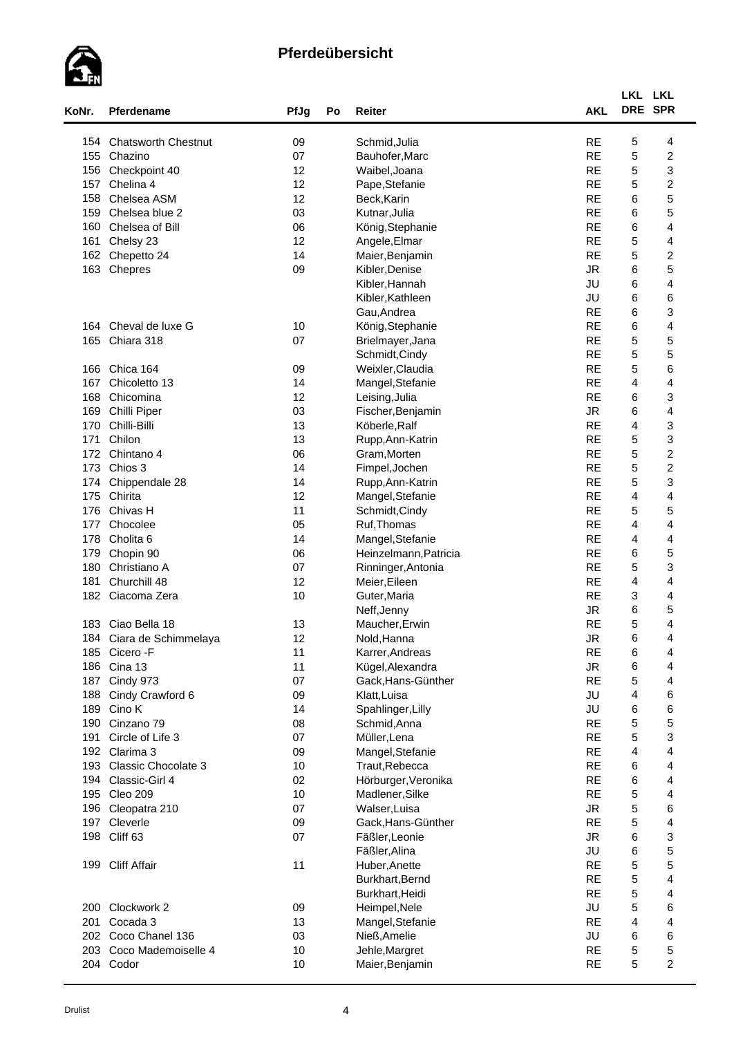## Pferdeübersicht

| KoNr. | Pferdename | PfJg | Po | Reiter | AKL | LKL DRE | LKL SPR |
|---|---|---|---|---|---|---|---|
| 154 | Chatsworth Chestnut | 09 | | Schmid,Julia | RE | 5 | 4 |
| 155 | Chazino | 07 | | Bauhofer,Marc | RE | 5 | 2 |
| 156 | Checkpoint 40 | 12 | | Waibel,Joana | RE | 5 | 3 |
| 157 | Chelina 4 | 12 | | Pape,Stefanie | RE | 5 | 2 |
| 158 | Chelsea ASM | 12 | | Beck,Karin | RE | 6 | 5 |
| 159 | Chelsea blue 2 | 03 | | Kutnar,Julia | RE | 6 | 5 |
| 160 | Chelsea of Bill | 06 | | König,Stephanie | RE | 6 | 4 |
| 161 | Chelsy 23 | 12 | | Angele,Elmar | RE | 5 | 4 |
| 162 | Chepetto 24 | 14 | | Maier,Benjamin | RE | 5 | 2 |
| 163 | Chepres | 09 | | Kibler,Denise | JR | 6 | 5 |
| | | | | Kibler,Hannah | JU | 6 | 4 |
| | | | | Kibler,Kathleen | JU | 6 | 6 |
| | | | | Gau,Andrea | RE | 6 | 3 |
| 164 | Cheval de luxe G | 10 | | König,Stephanie | RE | 6 | 4 |
| 165 | Chiara 318 | 07 | | Brielmayer,Jana | RE | 5 | 5 |
| | | | | Schmidt,Cindy | RE | 5 | 5 |
| 166 | Chica 164 | 09 | | Weixler,Claudia | RE | 5 | 6 |
| 167 | Chicoletto 13 | 14 | | Mangel,Stefanie | RE | 4 | 4 |
| 168 | Chicomina | 12 | | Leising,Julia | RE | 6 | 3 |
| 169 | Chilli Piper | 03 | | Fischer,Benjamin | JR | 6 | 4 |
| 170 | Chilli-Billi | 13 | | Köberle,Ralf | RE | 4 | 3 |
| 171 | Chilon | 13 | | Rupp,Ann-Katrin | RE | 5 | 3 |
| 172 | Chintano 4 | 06 | | Gram,Morten | RE | 5 | 2 |
| 173 | Chios 3 | 14 | | Fimpel,Jochen | RE | 5 | 2 |
| 174 | Chippendale 28 | 14 | | Rupp,Ann-Katrin | RE | 5 | 3 |
| 175 | Chirita | 12 | | Mangel,Stefanie | RE | 4 | 4 |
| 176 | Chivas H | 11 | | Schmidt,Cindy | RE | 5 | 5 |
| 177 | Chocolee | 05 | | Ruf,Thomas | RE | 4 | 4 |
| 178 | Cholita 6 | 14 | | Mangel,Stefanie | RE | 4 | 4 |
| 179 | Chopin 90 | 06 | | Heinzelmann,Patricia | RE | 6 | 5 |
| 180 | Christiano A | 07 | | Rinninger,Antonia | RE | 5 | 3 |
| 181 | Churchill 48 | 12 | | Meier,Eileen | RE | 4 | 4 |
| 182 | Ciacoma Zera | 10 | | Guter,Maria | RE | 3 | 4 |
| | | | | Neff,Jenny | JR | 6 | 5 |
| 183 | Ciao Bella 18 | 13 | | Maucher,Erwin | RE | 5 | 4 |
| 184 | Ciara de Schimmelaya | 12 | | Nold,Hanna | JR | 6 | 4 |
| 185 | Cicero -F | 11 | | Karrer,Andreas | RE | 6 | 4 |
| 186 | Cina 13 | 11 | | Kügel,Alexandra | JR | 6 | 4 |
| 187 | Cindy 973 | 07 | | Gack,Hans-Günther | RE | 5 | 4 |
| 188 | Cindy Crawford 6 | 09 | | Klatt,Luisa | JU | 4 | 6 |
| 189 | Cino K | 14 | | Spahlinger,Lilly | JU | 6 | 6 |
| 190 | Cinzano 79 | 08 | | Schmid,Anna | RE | 5 | 5 |
| 191 | Circle of Life 3 | 07 | | Müller,Lena | RE | 5 | 3 |
| 192 | Clarima 3 | 09 | | Mangel,Stefanie | RE | 4 | 4 |
| 193 | Classic Chocolate 3 | 10 | | Traut,Rebecca | RE | 6 | 4 |
| 194 | Classic-Girl 4 | 02 | | Hörburger,Veronika | RE | 6 | 4 |
| 195 | Cleo 209 | 10 | | Madlener,Silke | RE | 5 | 4 |
| 196 | Cleopatra 210 | 07 | | Walser,Luisa | JR | 5 | 6 |
| 197 | Cleverle | 09 | | Gack,Hans-Günther | RE | 5 | 4 |
| 198 | Cliff 63 | 07 | | Fäßler,Leonie | JR | 6 | 3 |
| | | | | Fäßler,Alina | JU | 6 | 5 |
| 199 | Cliff Affair | 11 | | Huber,Anette | RE | 5 | 5 |
| | | | | Burkhart,Bernd | RE | 5 | 4 |
| | | | | Burkhart,Heidi | RE | 5 | 4 |
| 200 | Clockwork 2 | 09 | | Heimpel,Nele | JU | 5 | 6 |
| 201 | Cocada 3 | 13 | | Mangel,Stefanie | RE | 4 | 4 |
| 202 | Coco Chanel 136 | 03 | | Nieß,Amelie | JU | 6 | 6 |
| 203 | Coco Mademoiselle 4 | 10 | | Jehle,Margret | RE | 5 | 5 |
| 204 | Codor | 10 | | Maier,Benjamin | RE | 5 | 2 |

Drulist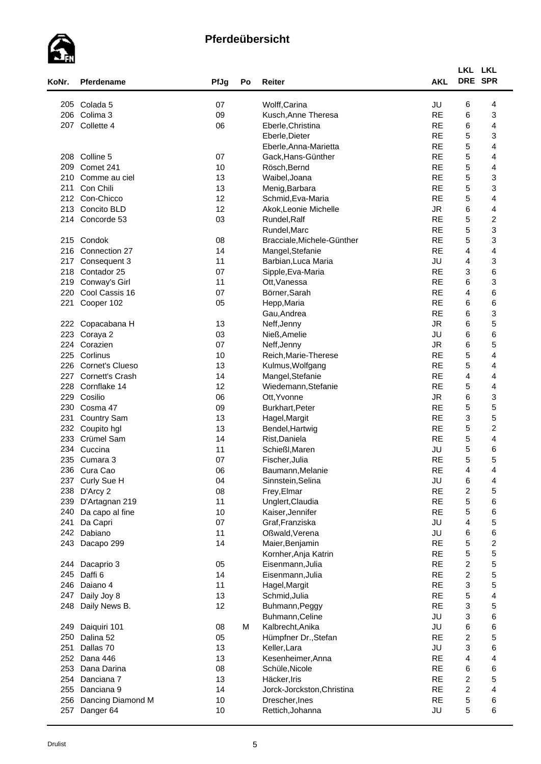## Pferdeübersicht

| KoNr. | Pferdename | PfJg | Po | Reiter | AKL | LKL DRE | LKL SPR |
|---|---|---|---|---|---|---|---|
| 205 | Colada 5 | 07 | | Wolff,Carina | JU | 6 | 4 |
| 206 | Colima 3 | 09 | | Kusch,Anne Theresa | RE | 6 | 3 |
| 207 | Collette 4 | 06 | | Eberle,Christina | RE | 6 | 4 |
| | | | | Eberle,Dieter | RE | 5 | 3 |
| | | | | Eberle,Anna-Marietta | RE | 5 | 4 |
| 208 | Colline 5 | 07 | | Gack,Hans-Günther | RE | 5 | 4 |
| 209 | Comet 241 | 10 | | Rösch,Bernd | RE | 5 | 4 |
| 210 | Comme au ciel | 13 | | Waibel,Joana | RE | 5 | 3 |
| 211 | Con Chili | 13 | | Menig,Barbara | RE | 5 | 3 |
| 212 | Con-Chicco | 12 | | Schmid,Eva-Maria | RE | 5 | 4 |
| 213 | Concito BLD | 12 | | Akok,Leonie Michelle | JR | 6 | 4 |
| 214 | Concorde 53 | 03 | | Rundel,Ralf | RE | 5 | 2 |
| | | | | Rundel,Marc | RE | 5 | 3 |
| 215 | Condok | 08 | | Bracciale,Michele-Günther | RE | 5 | 3 |
| 216 | Connection 27 | 14 | | Mangel,Stefanie | RE | 4 | 4 |
| 217 | Consequent 3 | 11 | | Barbian,Luca Maria | JU | 4 | 3 |
| 218 | Contador 25 | 07 | | Sipple,Eva-Maria | RE | 3 | 6 |
| 219 | Conway's Girl | 11 | | Ott,Vanessa | RE | 6 | 3 |
| 220 | Cool Cassis 16 | 07 | | Börner,Sarah | RE | 4 | 6 |
| 221 | Cooper 102 | 05 | | Hepp,Maria | RE | 6 | 6 |
| | | | | Gau,Andrea | RE | 6 | 3 |
| 222 | Copacabana H | 13 | | Neff,Jenny | JR | 6 | 5 |
| 223 | Coraya 2 | 03 | | Nieß,Amelie | JU | 6 | 6 |
| 224 | Corazien | 07 | | Neff,Jenny | JR | 6 | 5 |
| 225 | Corlinus | 10 | | Reich,Marie-Therese | RE | 5 | 4 |
| 226 | Cornet's Clueso | 13 | | Kulmus,Wolfgang | RE | 5 | 4 |
| 227 | Cornett's Crash | 14 | | Mangel,Stefanie | RE | 4 | 4 |
| 228 | Cornflake 14 | 12 | | Wiedemann,Stefanie | RE | 5 | 4 |
| 229 | Cosilio | 06 | | Ott,Yvonne | JR | 6 | 3 |
| 230 | Cosma 47 | 09 | | Burkhart,Peter | RE | 5 | 5 |
| 231 | Country Sam | 13 | | Hagel,Margit | RE | 3 | 5 |
| 232 | Coupito hgl | 13 | | Bendel,Hartwig | RE | 5 | 2 |
| 233 | Crümel Sam | 14 | | Rist,Daniela | RE | 5 | 4 |
| 234 | Cuccina | 11 | | Schießl,Maren | JU | 5 | 6 |
| 235 | Cumara 3 | 07 | | Fischer,Julia | RE | 5 | 5 |
| 236 | Cura Cao | 06 | | Baumann,Melanie | RE | 4 | 4 |
| 237 | Curly Sue H | 04 | | Sinnstein,Selina | JU | 6 | 4 |
| 238 | D'Arcy 2 | 08 | | Frey,Elmar | RE | 2 | 5 |
| 239 | D'Artagnan 219 | 11 | | Unglert,Claudia | RE | 5 | 6 |
| 240 | Da capo al fine | 10 | | Kaiser,Jennifer | RE | 5 | 6 |
| 241 | Da Capri | 07 | | Graf,Franziska | JU | 4 | 5 |
| 242 | Dabiano | 11 | | Oßwald,Verena | JU | 6 | 6 |
| 243 | Dacapo 299 | 14 | | Maier,Benjamin | RE | 5 | 2 |
| | | | | Kornher,Anja Katrin | RE | 5 | 5 |
| 244 | Dacaprio 3 | 05 | | Eisenmann,Julia | RE | 2 | 5 |
| 245 | Daffi 6 | 14 | | Eisenmann,Julia | RE | 2 | 5 |
| 246 | Daiano 4 | 11 | | Hagel,Margit | RE | 3 | 5 |
| 247 | Daily Joy 8 | 13 | | Schmid,Julia | RE | 5 | 4 |
| 248 | Daily News B. | 12 | | Buhmann,Peggy | RE | 3 | 5 |
| | | | | Buhmann,Celine | JU | 3 | 6 |
| 249 | Daiquiri 101 | 08 | M | Kalbrecht,Anika | JU | 6 | 6 |
| 250 | Dalina 52 | 05 | | Hümpfner Dr.,Stefan | RE | 2 | 5 |
| 251 | Dallas 70 | 13 | | Keller,Lara | JU | 3 | 6 |
| 252 | Dana 446 | 13 | | Kesenheimer,Anna | RE | 4 | 4 |
| 253 | Dana Darina | 08 | | Schüle,Nicole | RE | 6 | 6 |
| 254 | Danciana 7 | 13 | | Häcker,Iris | RE | 2 | 5 |
| 255 | Danciana 9 | 14 | | Jorck-Jorckston,Christina | RE | 2 | 4 |
| 256 | Dancing Diamond M | 10 | | Drescher,Ines | RE | 5 | 6 |
| 257 | Danger 64 | 10 | | Rettich,Johanna | JU | 5 | 6 |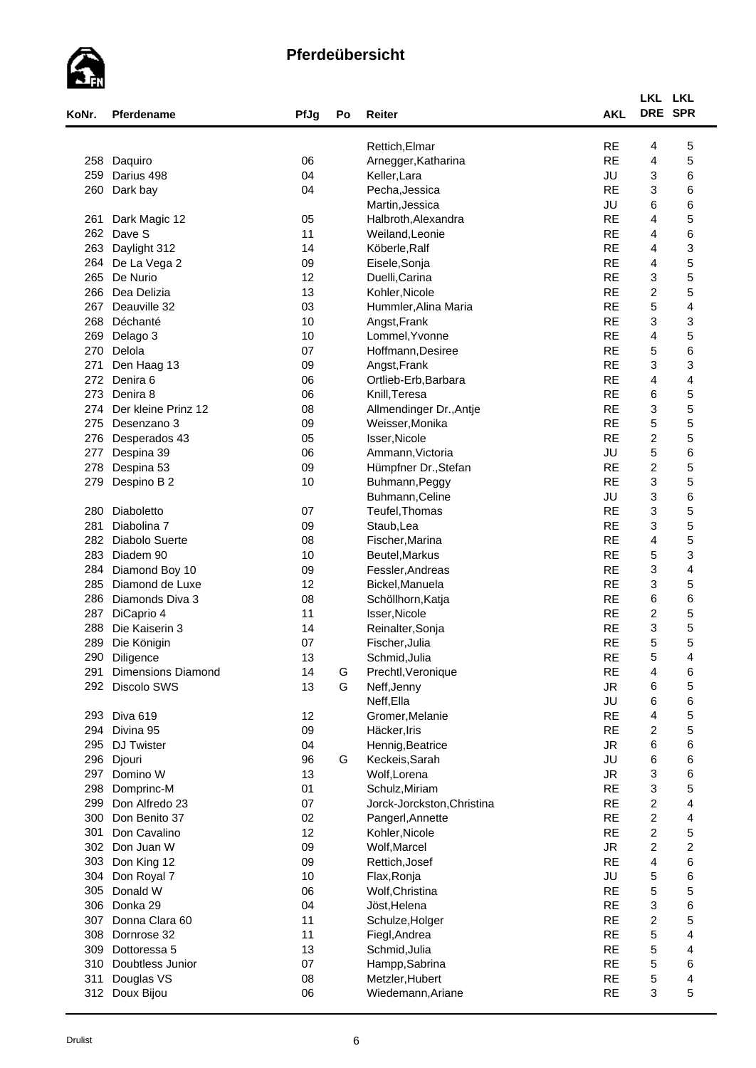## Pferdeübersicht

| KoNr. | Pferdename | PfJg | Po | Reiter | AKL | LKL DRE | LKL SPR |
|---|---|---|---|---|---|---|---|
| | | | | Rettich,Elmar | RE | 4 | 5 |
| 258 | Daquiro | 06 | | Arnegger,Katharina | RE | 4 | 5 |
| 259 | Darius 498 | 04 | | Keller,Lara | JU | 3 | 6 |
| 260 | Dark bay | 04 | | Pecha,Jessica | RE | 3 | 6 |
| | | | | Martin,Jessica | JU | 6 | 6 |
| 261 | Dark Magic 12 | 05 | | Halbroth,Alexandra | RE | 4 | 5 |
| 262 | Dave S | 11 | | Weiland,Leonie | RE | 4 | 6 |
| 263 | Daylight 312 | 14 | | Köberle,Ralf | RE | 4 | 3 |
| 264 | De La Vega 2 | 09 | | Eisele,Sonja | RE | 4 | 5 |
| 265 | De Nurio | 12 | | Duelli,Carina | RE | 3 | 5 |
| 266 | Dea Delizia | 13 | | Kohler,Nicole | RE | 2 | 5 |
| 267 | Deauville 32 | 03 | | Hummler,Alina Maria | RE | 5 | 4 |
| 268 | Déchanté | 10 | | Angst,Frank | RE | 3 | 3 |
| 269 | Delago 3 | 10 | | Lommel,Yvonne | RE | 4 | 5 |
| 270 | Delola | 07 | | Hoffmann,Desiree | RE | 5 | 6 |
| 271 | Den Haag 13 | 09 | | Angst,Frank | RE | 3 | 3 |
| 272 | Denira 6 | 06 | | Ortlieb-Erb,Barbara | RE | 4 | 4 |
| 273 | Denira 8 | 06 | | Knill,Teresa | RE | 6 | 5 |
| 274 | Der kleine Prinz 12 | 08 | | Allmendinger Dr.,Antje | RE | 3 | 5 |
| 275 | Desenzano 3 | 09 | | Weisser,Monika | RE | 5 | 5 |
| 276 | Desperados 43 | 05 | | Isser,Nicole | RE | 2 | 5 |
| 277 | Despina 39 | 06 | | Ammann,Victoria | JU | 5 | 6 |
| 278 | Despina 53 | 09 | | Hümpfner Dr.,Stefan | RE | 2 | 5 |
| 279 | Despino B 2 | 10 | | Buhmann,Peggy | RE | 3 | 5 |
| | | | | Buhmann,Celine | JU | 3 | 6 |
| 280 | Diaboletto | 07 | | Teufel,Thomas | RE | 3 | 5 |
| 281 | Diabolina 7 | 09 | | Staub,Lea | RE | 3 | 5 |
| 282 | Diabolo Suerte | 08 | | Fischer,Marina | RE | 4 | 5 |
| 283 | Diadem 90 | 10 | | Beutel,Markus | RE | 5 | 3 |
| 284 | Diamond Boy 10 | 09 | | Fessler,Andreas | RE | 3 | 4 |
| 285 | Diamond de Luxe | 12 | | Bickel,Manuela | RE | 3 | 5 |
| 286 | Diamonds Diva 3 | 08 | | Schöllhorn,Katja | RE | 6 | 6 |
| 287 | DiCaprio 4 | 11 | | Isser,Nicole | RE | 2 | 5 |
| 288 | Die Kaiserin 3 | 14 | | Reinalter,Sonja | RE | 3 | 5 |
| 289 | Die Königin | 07 | | Fischer,Julia | RE | 5 | 5 |
| 290 | Diligence | 13 | | Schmid,Julia | RE | 5 | 4 |
| 291 | Dimensions Diamond | 14 | G | Prechtl,Veronique | RE | 4 | 6 |
| 292 | Discolo SWS | 13 | G | Neff,Jenny | JR | 6 | 5 |
| | | | | Neff,Ella | JU | 6 | 6 |
| 293 | Diva 619 | 12 | | Gromer,Melanie | RE | 4 | 5 |
| 294 | Divina 95 | 09 | | Häcker,Iris | RE | 2 | 5 |
| 295 | DJ Twister | 04 | | Hennig,Beatrice | JR | 6 | 6 |
| 296 | Djouri | 96 | G | Keckeis,Sarah | JU | 6 | 6 |
| 297 | Domino W | 13 | | Wolf,Lorena | JR | 3 | 6 |
| 298 | Domprinc-M | 01 | | Schulz,Miriam | RE | 3 | 5 |
| 299 | Don Alfredo 23 | 07 | | Jorck-Jorckston,Christina | RE | 2 | 4 |
| 300 | Don Benito 37 | 02 | | Pangerl,Annette | RE | 2 | 4 |
| 301 | Don Cavalino | 12 | | Kohler,Nicole | RE | 2 | 5 |
| 302 | Don Juan W | 09 | | Wolf,Marcel | JR | 2 | 2 |
| 303 | Don King 12 | 09 | | Rettich,Josef | RE | 4 | 6 |
| 304 | Don Royal 7 | 10 | | Flax,Ronja | JU | 5 | 6 |
| 305 | Donald W | 06 | | Wolf,Christina | RE | 5 | 5 |
| 306 | Donka 29 | 04 | | Jöst,Helena | RE | 3 | 6 |
| 307 | Donna Clara 60 | 11 | | Schulze,Holger | RE | 2 | 5 |
| 308 | Dornrose 32 | 11 | | Fiegl,Andrea | RE | 5 | 4 |
| 309 | Dottoressa 5 | 13 | | Schmid,Julia | RE | 5 | 4 |
| 310 | Doubtless Junior | 07 | | Hampp,Sabrina | RE | 5 | 6 |
| 311 | Douglas VS | 08 | | Metzler,Hubert | RE | 5 | 4 |
| 312 | Doux Bijou | 06 | | Wiedemann,Ariane | RE | 3 | 5 |

Drulist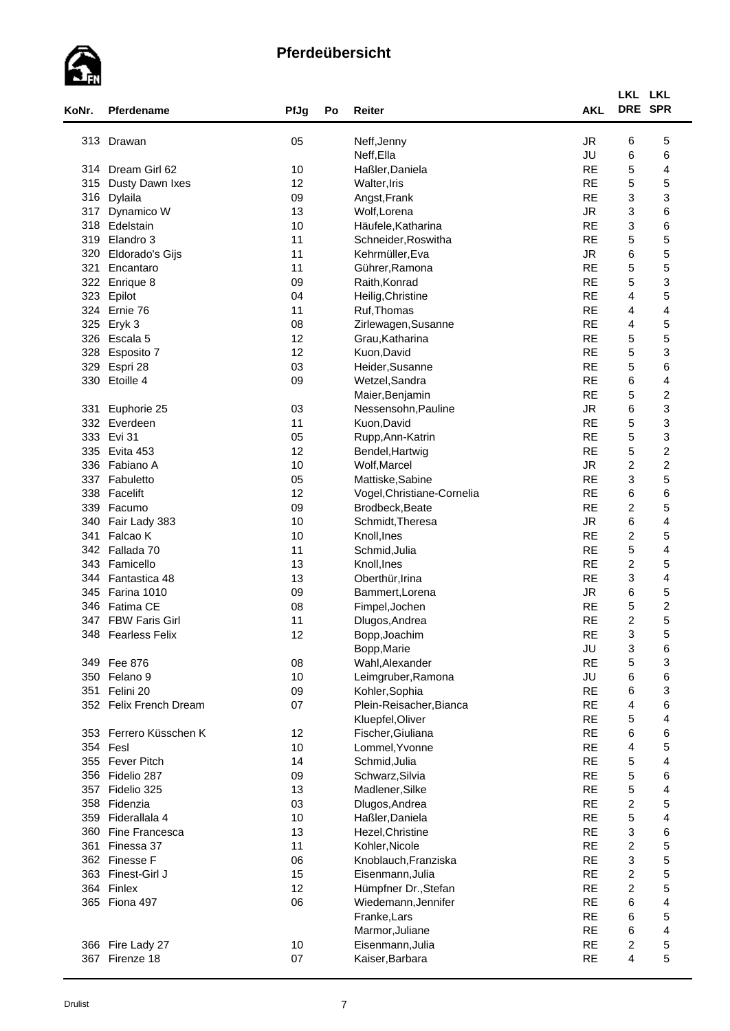# Pferdeübersicht

| KoNr. | Pferdename | PfJg | Po | Reiter | AKL | LKL DRE | LKL SPR |
|---|---|---|---|---|---|---|---|
| 313 | Drawan | 05 | | Neff,Jenny | JR | 6 | 5 |
| | | | | Neff,Ella | JU | 6 | 6 |
| 314 | Dream Girl 62 | 10 | | Haßler,Daniela | RE | 5 | 4 |
| 315 | Dusty Dawn Ixes | 12 | | Walter,Iris | RE | 5 | 5 |
| 316 | Dylaila | 09 | | Angst,Frank | RE | 3 | 3 |
| 317 | Dynamico W | 13 | | Wolf,Lorena | JR | 3 | 6 |
| 318 | Edelstain | 10 | | Häufele,Katharina | RE | 3 | 6 |
| 319 | Elandro 3 | 11 | | Schneider,Roswitha | RE | 5 | 5 |
| 320 | Eldorado's Gijs | 11 | | Kehrmüller,Eva | JR | 6 | 5 |
| 321 | Encantaro | 11 | | Gührer,Ramona | RE | 5 | 5 |
| 322 | Enrique 8 | 09 | | Raith,Konrad | RE | 5 | 3 |
| 323 | Epilot | 04 | | Heilig,Christine | RE | 4 | 5 |
| 324 | Ernie 76 | 11 | | Ruf,Thomas | RE | 4 | 4 |
| 325 | Eryk 3 | 08 | | Zirlewagen,Susanne | RE | 4 | 5 |
| 326 | Escala 5 | 12 | | Grau,Katharina | RE | 5 | 5 |
| 328 | Esposito 7 | 12 | | Kuon,David | RE | 5 | 3 |
| 329 | Espri 28 | 03 | | Heider,Susanne | RE | 5 | 6 |
| 330 | Etoille 4 | 09 | | Wetzel,Sandra | RE | 6 | 4 |
| | | | | Maier,Benjamin | RE | 5 | 2 |
| 331 | Euphorie 25 | 03 | | Nessensohn,Pauline | JR | 6 | 3 |
| 332 | Everdeen | 11 | | Kuon,David | RE | 5 | 3 |
| 333 | Evi 31 | 05 | | Rupp,Ann-Katrin | RE | 5 | 3 |
| 335 | Evita 453 | 12 | | Bendel,Hartwig | RE | 5 | 2 |
| 336 | Fabiano A | 10 | | Wolf,Marcel | JR | 2 | 2 |
| 337 | Fabuletto | 05 | | Mattiske,Sabine | RE | 3 | 5 |
| 338 | Facelift | 12 | | Vogel,Christiane-Cornelia | RE | 6 | 6 |
| 339 | Facumo | 09 | | Brodbeck,Beate | RE | 2 | 5 |
| 340 | Fair Lady 383 | 10 | | Schmidt,Theresa | JR | 6 | 4 |
| 341 | Falcao K | 10 | | Knoll,Ines | RE | 2 | 5 |
| 342 | Fallada 70 | 11 | | Schmid,Julia | RE | 5 | 4 |
| 343 | Famicello | 13 | | Knoll,Ines | RE | 2 | 5 |
| 344 | Fantastica 48 | 13 | | Oberthür,Irina | RE | 3 | 4 |
| 345 | Farina 1010 | 09 | | Bammert,Lorena | JR | 6 | 5 |
| 346 | Fatima CE | 08 | | Fimpel,Jochen | RE | 5 | 2 |
| 347 | FBW Faris Girl | 11 | | Dlugos,Andrea | RE | 2 | 5 |
| 348 | Fearless Felix | 12 | | Bopp,Joachim | RE | 3 | 5 |
| | | | | Bopp,Marie | JU | 3 | 6 |
| 349 | Fee 876 | 08 | | Wahl,Alexander | RE | 5 | 3 |
| 350 | Felano 9 | 10 | | Leimgruber,Ramona | JU | 6 | 6 |
| 351 | Felini 20 | 09 | | Kohler,Sophia | RE | 6 | 3 |
| 352 | Felix French Dream | 07 | | Plein-Reisacher,Bianca | RE | 4 | 6 |
| | | | | Kluepfel,Oliver | RE | 5 | 4 |
| 353 | Ferrero Küsschen K | 12 | | Fischer,Giuliana | RE | 6 | 6 |
| 354 | Fesl | 10 | | Lommel,Yvonne | RE | 4 | 5 |
| 355 | Fever Pitch | 14 | | Schmid,Julia | RE | 5 | 4 |
| 356 | Fidelio 287 | 09 | | Schwarz,Silvia | RE | 5 | 6 |
| 357 | Fidelio 325 | 13 | | Madlener,Silke | RE | 5 | 4 |
| 358 | Fidenzia | 03 | | Dlugos,Andrea | RE | 2 | 5 |
| 359 | Fiderallala 4 | 10 | | Haßler,Daniela | RE | 5 | 4 |
| 360 | Fine Francesca | 13 | | Hezel,Christine | RE | 3 | 6 |
| 361 | Finessa 37 | 11 | | Kohler,Nicole | RE | 2 | 5 |
| 362 | Finesse F | 06 | | Knoblauch,Franziska | RE | 3 | 5 |
| 363 | Finest-Girl J | 15 | | Eisenmann,Julia | RE | 2 | 5 |
| 364 | Finlex | 12 | | Hümpfner Dr.,Stefan | RE | 2 | 5 |
| 365 | Fiona 497 | 06 | | Wiedemann,Jennifer | RE | 6 | 4 |
| | | | | Franke,Lars | RE | 6 | 5 |
| | | | | Marmor,Juliane | RE | 6 | 4 |
| 366 | Fire Lady 27 | 10 | | Eisenmann,Julia | RE | 2 | 5 |
| 367 | Firenze 18 | 07 | | Kaiser,Barbara | RE | 4 | 5 |

Drulist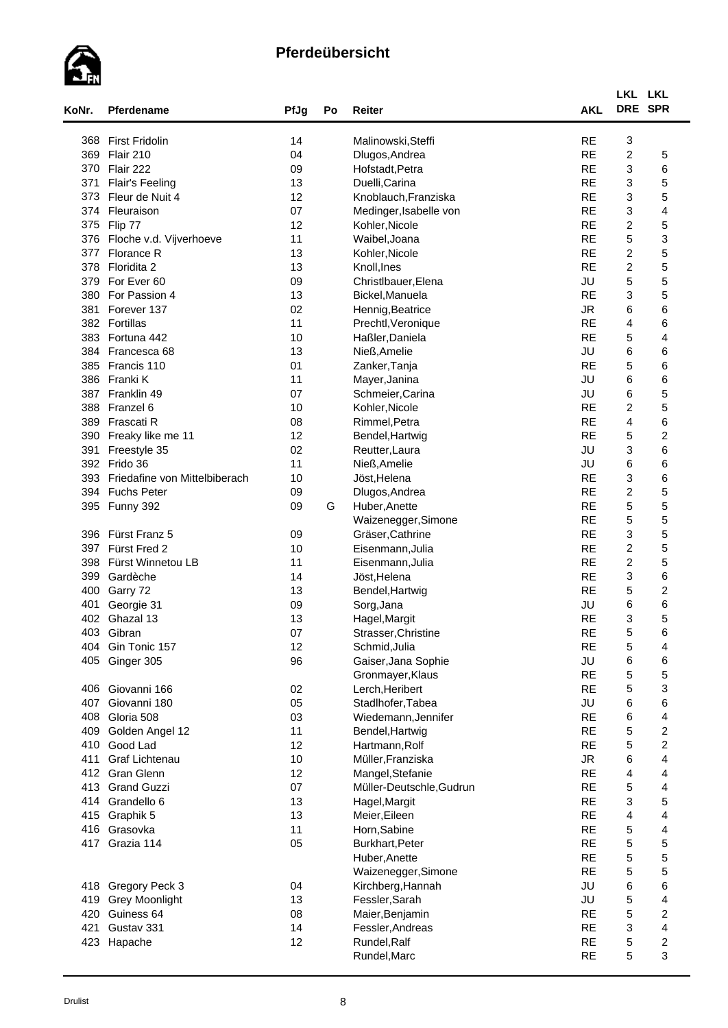# Pferdeübersicht

| KoNr. | Pferdename | PfJg | Po | Reiter | AKL | LKL DRE | LKL SPR |
|---|---|---|---|---|---|---|---|
| 368 | First Fridolin | 14 | | Malinowski,Steffi | RE | 3 | |
| 369 | Flair 210 | 04 | | Dlugos,Andrea | RE | 2 | 5 |
| 370 | Flair 222 | 09 | | Hofstadt,Petra | RE | 3 | 6 |
| 371 | Flair's Feeling | 13 | | Duelli,Carina | RE | 3 | 5 |
| 373 | Fleur de Nuit 4 | 12 | | Knoblauch,Franziska | RE | 3 | 5 |
| 374 | Fleuraison | 07 | | Medinger,Isabelle von | RE | 3 | 4 |
| 375 | Flip 77 | 12 | | Kohler,Nicole | RE | 2 | 5 |
| 376 | Floche v.d. Vijverhoeve | 11 | | Waibel,Joana | RE | 5 | 3 |
| 377 | Florance R | 13 | | Kohler,Nicole | RE | 2 | 5 |
| 378 | Floridita 2 | 13 | | Knoll,Ines | RE | 2 | 5 |
| 379 | For Ever 60 | 09 | | Christlbauer,Elena | JU | 5 | 5 |
| 380 | For Passion 4 | 13 | | Bickel,Manuela | RE | 3 | 5 |
| 381 | Forever 137 | 02 | | Hennig,Beatrice | JR | 6 | 6 |
| 382 | Fortillas | 11 | | Prechtl,Veronique | RE | 4 | 6 |
| 383 | Fortuna 442 | 10 | | Haßler,Daniela | RE | 5 | 4 |
| 384 | Francesca 68 | 13 | | Nieß,Amelie | JU | 6 | 6 |
| 385 | Francis 110 | 01 | | Zanker,Tanja | RE | 5 | 6 |
| 386 | Franki K | 11 | | Mayer,Janina | JU | 6 | 6 |
| 387 | Franklin 49 | 07 | | Schmeier,Carina | JU | 6 | 5 |
| 388 | Franzel 6 | 10 | | Kohler,Nicole | RE | 2 | 5 |
| 389 | Frascati R | 08 | | Rimmel,Petra | RE | 4 | 6 |
| 390 | Freaky like me 11 | 12 | | Bendel,Hartwig | RE | 5 | 2 |
| 391 | Freestyle 35 | 02 | | Reutter,Laura | JU | 3 | 6 |
| 392 | Frido 36 | 11 | | Nieß,Amelie | JU | 6 | 6 |
| 393 | Friedafine von Mittelbiberach | 10 | | Jöst,Helena | RE | 3 | 6 |
| 394 | Fuchs Peter | 09 | | Dlugos,Andrea | RE | 2 | 5 |
| 395 | Funny 392 | 09 | G | Huber,Anette | RE | 5 | 5 |
| | | | | Waizenegger,Simone | RE | 5 | 5 |
| 396 | Fürst Franz 5 | 09 | | Gräser,Cathrine | RE | 3 | 5 |
| 397 | Fürst Fred 2 | 10 | | Eisenmann,Julia | RE | 2 | 5 |
| 398 | Fürst Winnetou LB | 11 | | Eisenmann,Julia | RE | 2 | 5 |
| 399 | Gardèche | 14 | | Jöst,Helena | RE | 3 | 6 |
| 400 | Garry 72 | 13 | | Bendel,Hartwig | RE | 5 | 2 |
| 401 | Georgie 31 | 09 | | Sorg,Jana | JU | 6 | 6 |
| 402 | Ghazal 13 | 13 | | Hagel,Margit | RE | 3 | 5 |
| 403 | Gibran | 07 | | Strasser,Christine | RE | 5 | 6 |
| 404 | Gin Tonic 157 | 12 | | Schmid,Julia | RE | 5 | 4 |
| 405 | Ginger 305 | 96 | | Gaiser,Jana Sophie | JU | 6 | 6 |
| | | | | Gronmayer,Klaus | RE | 5 | 5 |
| 406 | Giovanni 166 | 02 | | Lerch,Heribert | RE | 5 | 3 |
| 407 | Giovanni 180 | 05 | | Stadlhofer,Tabea | JU | 6 | 6 |
| 408 | Gloria 508 | 03 | | Wiedemann,Jennifer | RE | 6 | 4 |
| 409 | Golden Angel 12 | 11 | | Bendel,Hartwig | RE | 5 | 2 |
| 410 | Good Lad | 12 | | Hartmann,Rolf | RE | 5 | 2 |
| 411 | Graf Lichtenau | 10 | | Müller,Franziska | JR | 6 | 4 |
| 412 | Gran Glenn | 12 | | Mangel,Stefanie | RE | 4 | 4 |
| 413 | Grand Guzzi | 07 | | Müller-Deutschle,Gudrun | RE | 5 | 4 |
| 414 | Grandello 6 | 13 | | Hagel,Margit | RE | 3 | 5 |
| 415 | Graphik 5 | 13 | | Meier,Eileen | RE | 4 | 4 |
| 416 | Grasovka | 11 | | Horn,Sabine | RE | 5 | 4 |
| 417 | Grazia 114 | 05 | | Burkhart,Peter | RE | 5 | 5 |
| | | | | Huber,Anette | RE | 5 | 5 |
| | | | | Waizenegger,Simone | RE | 5 | 5 |
| 418 | Gregory Peck 3 | 04 | | Kirchberg,Hannah | JU | 6 | 6 |
| 419 | Grey Moonlight | 13 | | Fessler,Sarah | JU | 5 | 4 |
| 420 | Guiness 64 | 08 | | Maier,Benjamin | RE | 5 | 2 |
| 421 | Gustav 331 | 14 | | Fessler,Andreas | RE | 3 | 4 |
| 423 | Hapache | 12 | | Rundel,Ralf | RE | 5 | 2 |
| | | | | Rundel,Marc | RE | 5 | 3 |

Drulist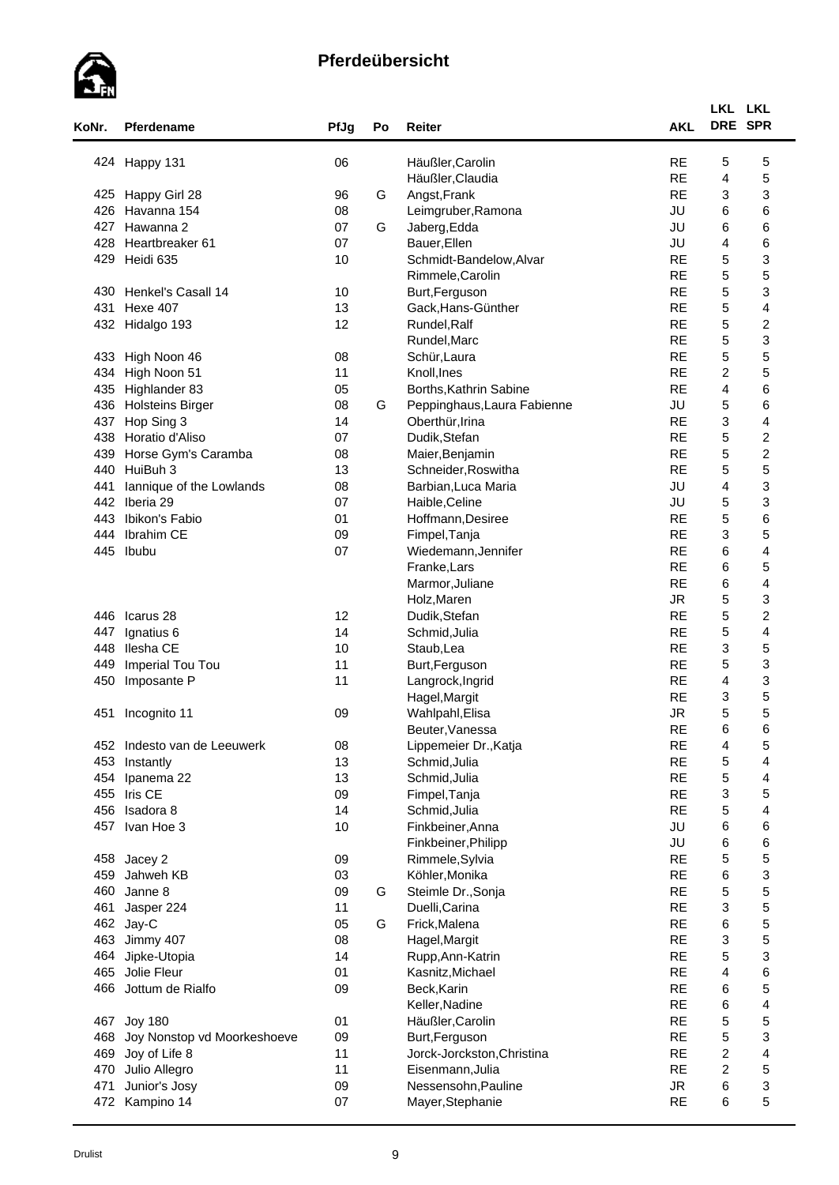# Pferdeübersicht

| KoNr. | Pferdename | PfJg | Po | Reiter | AKL | LKL DRE | LKL SPR |
|---|---|---|---|---|---|---|---|
| 424 | Happy 131 | 06 | | Häußler,Carolin | RE | 5 | 5 |
| | | | | Häußler,Claudia | RE | 4 | 5 |
| 425 | Happy Girl 28 | 96 | G | Angst,Frank | RE | 3 | 3 |
| 426 | Havanna 154 | 08 | | Leimgruber,Ramona | JU | 6 | 6 |
| 427 | Hawanna 2 | 07 | G | Jaberg,Edda | JU | 6 | 6 |
| 428 | Heartbreaker 61 | 07 | | Bauer,Ellen | JU | 4 | 6 |
| 429 | Heidi 635 | 10 | | Schmidt-Bandelow,Alvar | RE | 5 | 3 |
| | | | | Rimmele,Carolin | RE | 5 | 5 |
| 430 | Henkel's Casall 14 | 10 | | Burt,Ferguson | RE | 5 | 3 |
| 431 | Hexe 407 | 13 | | Gack,Hans-Günther | RE | 5 | 4 |
| 432 | Hidalgo 193 | 12 | | Rundel,Ralf | RE | 5 | 2 |
| | | | | Rundel,Marc | RE | 5 | 3 |
| 433 | High Noon 46 | 08 | | Schür,Laura | RE | 5 | 5 |
| 434 | High Noon 51 | 11 | | Knoll,Ines | RE | 2 | 5 |
| 435 | Highlander 83 | 05 | | Borths,Kathrin Sabine | RE | 4 | 6 |
| 436 | Holsteins Birger | 08 | G | Peppinghaus,Laura Fabienne | JU | 5 | 6 |
| 437 | Hop Sing 3 | 14 | | Oberthür,Irina | RE | 3 | 4 |
| 438 | Horatio d'Aliso | 07 | | Dudik,Stefan | RE | 5 | 2 |
| 439 | Horse Gym's Caramba | 08 | | Maier,Benjamin | RE | 5 | 2 |
| 440 | HuiBuh 3 | 13 | | Schneider,Roswitha | RE | 5 | 5 |
| 441 | Iannique of the Lowlands | 08 | | Barbian,Luca Maria | JU | 4 | 3 |
| 442 | Iberia 29 | 07 | | Haible,Celine | JU | 5 | 3 |
| 443 | Ibikon's Fabio | 01 | | Hoffmann,Desiree | RE | 5 | 6 |
| 444 | Ibrahim CE | 09 | | Fimpel,Tanja | RE | 3 | 5 |
| 445 | Ibubu | 07 | | Wiedemann,Jennifer | RE | 6 | 4 |
| | | | | Franke,Lars | RE | 6 | 5 |
| | | | | Marmor,Juliane | RE | 6 | 4 |
| | | | | Holz,Maren | JR | 5 | 3 |
| 446 | Icarus 28 | 12 | | Dudik,Stefan | RE | 5 | 2 |
| 447 | Ignatius 6 | 14 | | Schmid,Julia | RE | 5 | 4 |
| 448 | Ilesha CE | 10 | | Staub,Lea | RE | 3 | 5 |
| 449 | Imperial Tou Tou | 11 | | Burt,Ferguson | RE | 5 | 3 |
| 450 | Imposante P | 11 | | Langrock,Ingrid | RE | 4 | 3 |
| | | | | Hagel,Margit | RE | 3 | 5 |
| 451 | Incognito 11 | 09 | | Wahlpahl,Elisa | JR | 5 | 5 |
| | | | | Beuter,Vanessa | RE | 6 | 6 |
| 452 | Indesto van de Leeuwerk | 08 | | Lippemeier Dr.,Katja | RE | 4 | 5 |
| 453 | Instantly | 13 | | Schmid,Julia | RE | 5 | 4 |
| 454 | Ipanema 22 | 13 | | Schmid,Julia | RE | 5 | 4 |
| 455 | Iris CE | 09 | | Fimpel,Tanja | RE | 3 | 5 |
| 456 | Isadora 8 | 14 | | Schmid,Julia | RE | 5 | 4 |
| 457 | Ivan Hoe 3 | 10 | | Finkbeiner,Anna | JU | 6 | 6 |
| | | | | Finkbeiner,Philipp | JU | 6 | 6 |
| 458 | Jacey 2 | 09 | | Rimmele,Sylvia | RE | 5 | 5 |
| 459 | Jahweh KB | 03 | | Köhler,Monika | RE | 6 | 3 |
| 460 | Janne 8 | 09 | G | Steimle Dr.,Sonja | RE | 5 | 5 |
| 461 | Jasper 224 | 11 | | Duelli,Carina | RE | 3 | 5 |
| 462 | Jay-C | 05 | G | Frick,Malena | RE | 6 | 5 |
| 463 | Jimmy 407 | 08 | | Hagel,Margit | RE | 3 | 5 |
| 464 | Jipke-Utopia | 14 | | Rupp,Ann-Katrin | RE | 5 | 3 |
| 465 | Jolie Fleur | 01 | | Kasnitz,Michael | RE | 4 | 6 |
| 466 | Jottum de Rialfo | 09 | | Beck,Karin | RE | 6 | 5 |
| | | | | Keller,Nadine | RE | 6 | 4 |
| 467 | Joy 180 | 01 | | Häußler,Carolin | RE | 5 | 5 |
| 468 | Joy Nonstop vd Moorkeshoeve | 09 | | Burt,Ferguson | RE | 5 | 3 |
| 469 | Joy of Life 8 | 11 | | Jorck-Jorckston,Christina | RE | 2 | 4 |
| 470 | Julio Allegro | 11 | | Eisenmann,Julia | RE | 2 | 5 |
| 471 | Junior's Josy | 09 | | Nessensohn,Pauline | JR | 6 | 3 |
| 472 | Kampino 14 | 07 | | Mayer,Stephanie | RE | 6 | 5 |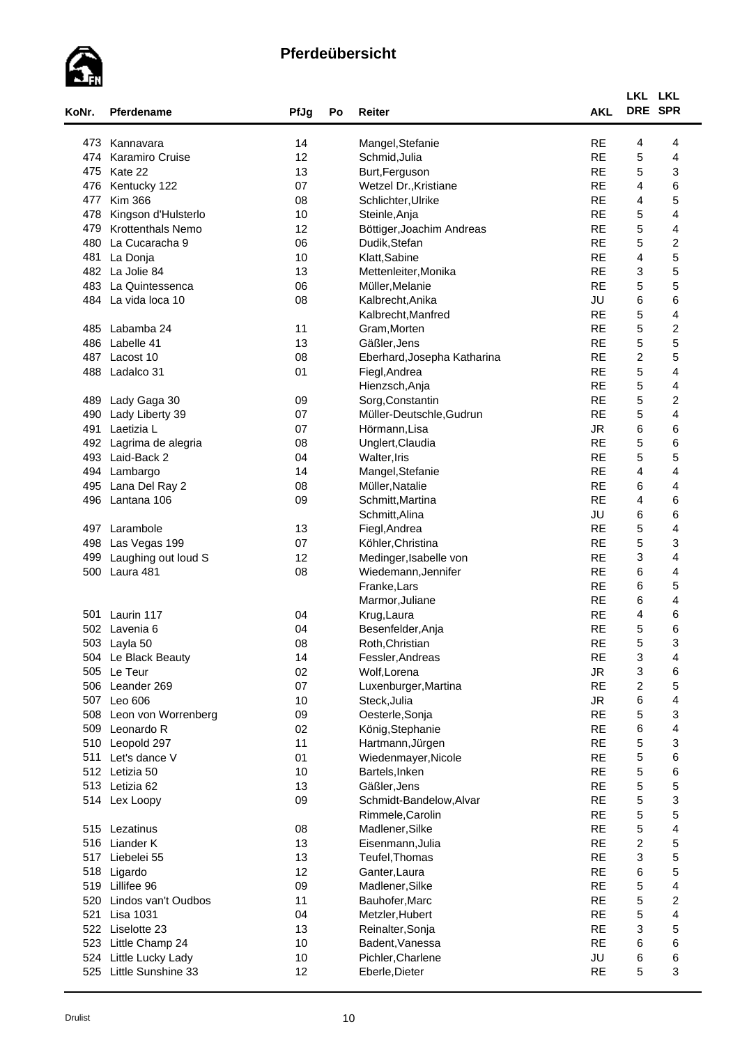# Pferdeübersicht

| KoNr. | Pferdename | PfJg | Po | Reiter | AKL | LKL DRE | LKL SPR |
|---|---|---|---|---|---|---|---|
| 473 | Kannavara | 14 | | Mangel,Stefanie | RE | 4 | 4 |
| 474 | Karamiro Cruise | 12 | | Schmid,Julia | RE | 5 | 4 |
| 475 | Kate 22 | 13 | | Burt,Ferguson | RE | 5 | 3 |
| 476 | Kentucky 122 | 07 | | Wetzel Dr.,Kristiane | RE | 4 | 6 |
| 477 | Kim 366 | 08 | | Schlichter,Ulrike | RE | 4 | 5 |
| 478 | Kingson d'Hulsterlo | 10 | | Steinle,Anja | RE | 5 | 4 |
| 479 | Krottenthals Nemo | 12 | | Böttiger,Joachim Andreas | RE | 5 | 4 |
| 480 | La Cucaracha 9 | 06 | | Dudik,Stefan | RE | 5 | 2 |
| 481 | La Donja | 10 | | Klatt,Sabine | RE | 4 | 5 |
| 482 | La Jolie 84 | 13 | | Mettenleiter,Monika | RE | 3 | 5 |
| 483 | La Quintessenca | 06 | | Müller,Melanie | RE | 5 | 5 |
| 484 | La vida loca 10 | 08 | | Kalbrecht,Anika | JU | 6 | 6 |
| | | | | Kalbrecht,Manfred | RE | 5 | 4 |
| 485 | Labamba 24 | 11 | | Gram,Morten | RE | 5 | 2 |
| 486 | Labelle 41 | 13 | | Gäßler,Jens | RE | 5 | 5 |
| 487 | Lacost 10 | 08 | | Eberhard,Josepha Katharina | RE | 2 | 5 |
| 488 | Ladalco 31 | 01 | | Fiegl,Andrea | RE | 5 | 4 |
| | | | | Hienzsch,Anja | RE | 5 | 4 |
| 489 | Lady Gaga 30 | 09 | | Sorg,Constantin | RE | 5 | 2 |
| 490 | Lady Liberty 39 | 07 | | Müller-Deutschle,Gudrun | RE | 5 | 4 |
| 491 | Laetizia L | 07 | | Hörmann,Lisa | JR | 6 | 6 |
| 492 | Lagrima de alegria | 08 | | Unglert,Claudia | RE | 5 | 6 |
| 493 | Laid-Back 2 | 04 | | Walter,Iris | RE | 5 | 5 |
| 494 | Lambargo | 14 | | Mangel,Stefanie | RE | 4 | 4 |
| 495 | Lana Del Ray 2 | 08 | | Müller,Natalie | RE | 6 | 4 |
| 496 | Lantana 106 | 09 | | Schmitt,Martina | RE | 4 | 6 |
| | | | | Schmitt,Alina | JU | 6 | 6 |
| 497 | Larambole | 13 | | Fiegl,Andrea | RE | 5 | 4 |
| 498 | Las Vegas 199 | 07 | | Köhler,Christina | RE | 5 | 3 |
| 499 | Laughing out loud S | 12 | | Medinger,Isabelle von | RE | 3 | 4 |
| 500 | Laura 481 | 08 | | Wiedemann,Jennifer | RE | 6 | 4 |
| | | | | Franke,Lars | RE | 6 | 5 |
| | | | | Marmor,Juliane | RE | 6 | 4 |
| 501 | Laurin 117 | 04 | | Krug,Laura | RE | 4 | 6 |
| 502 | Lavenia 6 | 04 | | Besenfelder,Anja | RE | 5 | 6 |
| 503 | Layla 50 | 08 | | Roth,Christian | RE | 5 | 3 |
| 504 | Le Black Beauty | 14 | | Fessler,Andreas | RE | 3 | 4 |
| 505 | Le Teur | 02 | | Wolf,Lorena | JR | 3 | 6 |
| 506 | Leander 269 | 07 | | Luxenburger,Martina | RE | 2 | 5 |
| 507 | Leo 606 | 10 | | Steck,Julia | JR | 6 | 4 |
| 508 | Leon von Worrenberg | 09 | | Oesterle,Sonja | RE | 5 | 3 |
| 509 | Leonardo R | 02 | | König,Stephanie | RE | 6 | 4 |
| 510 | Leopold 297 | 11 | | Hartmann,Jürgen | RE | 5 | 3 |
| 511 | Let's dance V | 01 | | Wiedenmayer,Nicole | RE | 5 | 6 |
| 512 | Letizia 50 | 10 | | Bartels,Inken | RE | 5 | 6 |
| 513 | Letizia 62 | 13 | | Gäßler,Jens | RE | 5 | 5 |
| 514 | Lex Loopy | 09 | | Schmidt-Bandelow,Alvar | RE | 5 | 3 |
| | | | | Rimmele,Carolin | RE | 5 | 5 |
| 515 | Lezatinus | 08 | | Madlener,Silke | RE | 5 | 4 |
| 516 | Liander K | 13 | | Eisenmann,Julia | RE | 2 | 5 |
| 517 | Liebelei 55 | 13 | | Teufel,Thomas | RE | 3 | 5 |
| 518 | Ligardo | 12 | | Ganter,Laura | RE | 6 | 5 |
| 519 | Lillifee 96 | 09 | | Madlener,Silke | RE | 5 | 4 |
| 520 | Lindos van't Oudbos | 11 | | Bauhofer,Marc | RE | 5 | 2 |
| 521 | Lisa 1031 | 04 | | Metzler,Hubert | RE | 5 | 4 |
| 522 | Liselotte 23 | 13 | | Reinalter,Sonja | RE | 3 | 5 |
| 523 | Little Champ 24 | 10 | | Badent,Vanessa | RE | 6 | 6 |
| 524 | Little Lucky Lady | 10 | | Pichler,Charlene | JU | 6 | 6 |
| 525 | Little Sunshine 33 | 12 | | Eberle,Dieter | RE | 5 | 3 |

Drulist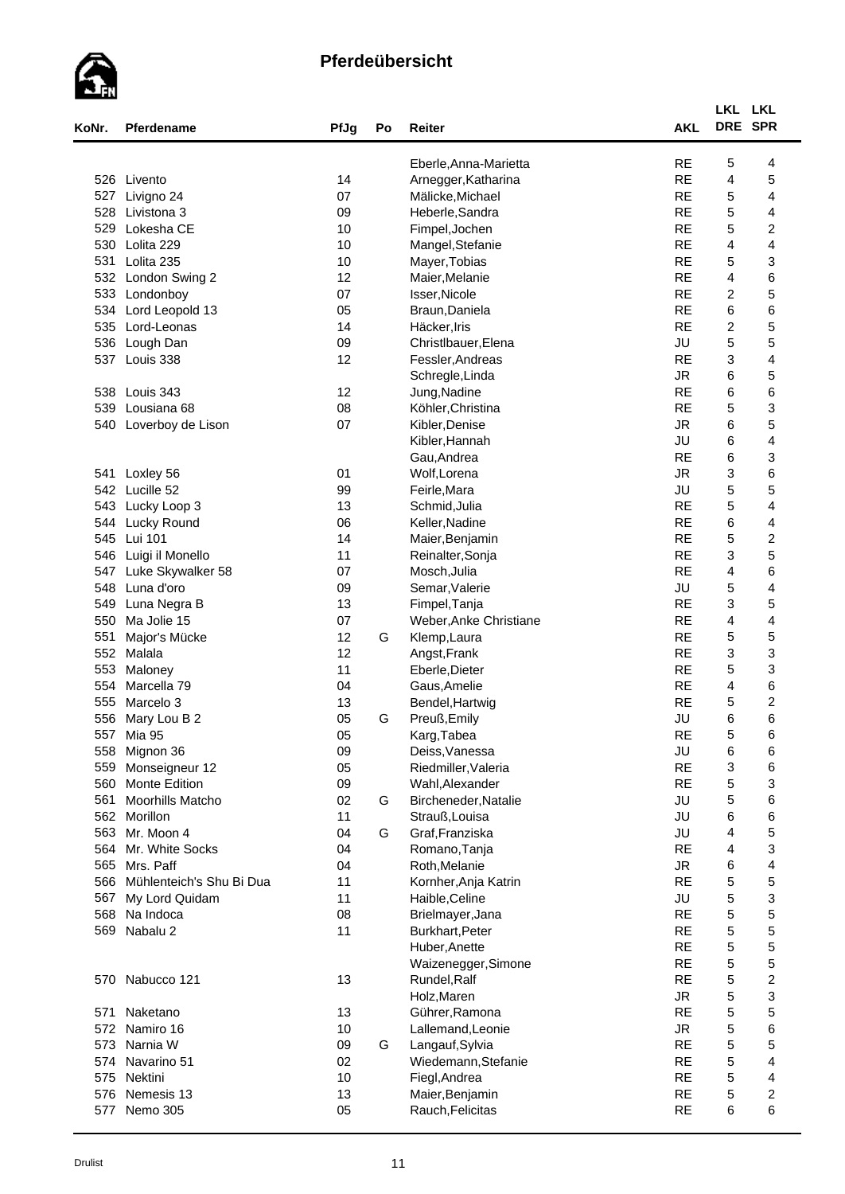# Pferdeübersicht

| KoNr. | Pferdename | PfJg | Po | Reiter | AKL | LKL DRE | LKL SPR |
|---|---|---|---|---|---|---|---|
| | | | | Eberle,Anna-Marietta | RE | 5 | 4 |
| 526 | Livento | 14 | | Arnegger,Katharina | RE | 4 | 5 |
| 527 | Livigno 24 | 07 | | Mälicke,Michael | RE | 5 | 4 |
| 528 | Livistona 3 | 09 | | Heberle,Sandra | RE | 5 | 4 |
| 529 | Lokesha CE | 10 | | Fimpel,Jochen | RE | 5 | 2 |
| 530 | Lolita 229 | 10 | | Mangel,Stefanie | RE | 4 | 4 |
| 531 | Lolita 235 | 10 | | Mayer,Tobias | RE | 5 | 3 |
| 532 | London Swing 2 | 12 | | Maier,Melanie | RE | 4 | 6 |
| 533 | Londonboy | 07 | | Isser,Nicole | RE | 2 | 5 |
| 534 | Lord Leopold 13 | 05 | | Braun,Daniela | RE | 6 | 6 |
| 535 | Lord-Leonas | 14 | | Häcker,Iris | RE | 2 | 5 |
| 536 | Lough Dan | 09 | | Christlbauer,Elena | JU | 5 | 5 |
| 537 | Louis 338 | 12 | | Fessler,Andreas | RE | 3 | 4 |
| | | | | Schregle,Linda | JR | 6 | 5 |
| 538 | Louis 343 | 12 | | Jung,Nadine | RE | 6 | 6 |
| 539 | Lousiana 68 | 08 | | Köhler,Christina | RE | 5 | 3 |
| 540 | Loverboy de Lison | 07 | | Kibler,Denise | JR | 6 | 5 |
| | | | | Kibler,Hannah | JU | 6 | 4 |
| | | | | Gau,Andrea | RE | 6 | 3 |
| 541 | Loxley 56 | 01 | | Wolf,Lorena | JR | 3 | 6 |
| 542 | Lucille 52 | 99 | | Feirle,Mara | JU | 5 | 5 |
| 543 | Lucky Loop 3 | 13 | | Schmid,Julia | RE | 5 | 4 |
| 544 | Lucky Round | 06 | | Keller,Nadine | RE | 6 | 4 |
| 545 | Lui 101 | 14 | | Maier,Benjamin | RE | 5 | 2 |
| 546 | Luigi il Monello | 11 | | Reinalter,Sonja | RE | 3 | 5 |
| 547 | Luke Skywalker 58 | 07 | | Mosch,Julia | RE | 4 | 6 |
| 548 | Luna d'oro | 09 | | Semar,Valerie | JU | 5 | 4 |
| 549 | Luna Negra B | 13 | | Fimpel,Tanja | RE | 3 | 5 |
| 550 | Ma Jolie 15 | 07 | | Weber,Anke Christiane | RE | 4 | 4 |
| 551 | Major's Mücke | 12 | G | Klemp,Laura | RE | 5 | 5 |
| 552 | Malala | 12 | | Angst,Frank | RE | 3 | 3 |
| 553 | Maloney | 11 | | Eberle,Dieter | RE | 5 | 3 |
| 554 | Marcella 79 | 04 | | Gaus,Amelie | RE | 4 | 6 |
| 555 | Marcelo 3 | 13 | | Bendel,Hartwig | RE | 5 | 2 |
| 556 | Mary Lou B 2 | 05 | G | Preuß,Emily | JU | 6 | 6 |
| 557 | Mia 95 | 05 | | Karg,Tabea | RE | 5 | 6 |
| 558 | Mignon 36 | 09 | | Deiss,Vanessa | JU | 6 | 6 |
| 559 | Monseigneur 12 | 05 | | Riedmiller,Valeria | RE | 3 | 6 |
| 560 | Monte Edition | 09 | | Wahl,Alexander | RE | 5 | 3 |
| 561 | Moorhills Matcho | 02 | G | Bircheneder,Natalie | JU | 5 | 6 |
| 562 | Morillon | 11 | | Strauß,Louisa | JU | 6 | 6 |
| 563 | Mr. Moon 4 | 04 | G | Graf,Franziska | JU | 4 | 5 |
| 564 | Mr. White Socks | 04 | | Romano,Tanja | RE | 4 | 3 |
| 565 | Mrs. Paff | 04 | | Roth,Melanie | JR | 6 | 4 |
| 566 | Mühlenteich's Shu Bi Dua | 11 | | Kornher,Anja Katrin | RE | 5 | 5 |
| 567 | My Lord Quidam | 11 | | Haible,Celine | JU | 5 | 3 |
| 568 | Na Indoca | 08 | | Brielmayer,Jana | RE | 5 | 5 |
| 569 | Nabalu 2 | 11 | | Burkhart,Peter | RE | 5 | 5 |
| | | | | Huber,Anette | RE | 5 | 5 |
| | | | | Waizenegger,Simone | RE | 5 | 5 |
| 570 | Nabucco 121 | 13 | | Rundel,Ralf | RE | 5 | 2 |
| | | | | Holz,Maren | JR | 5 | 3 |
| 571 | Naketano | 13 | | Gührer,Ramona | RE | 5 | 5 |
| 572 | Namiro 16 | 10 | | Lallemand,Leonie | JR | 5 | 6 |
| 573 | Narnia W | 09 | G | Langauf,Sylvia | RE | 5 | 5 |
| 574 | Navarino 51 | 02 | | Wiedemann,Stefanie | RE | 5 | 4 |
| 575 | Nektini | 10 | | Fiegl,Andrea | RE | 5 | 4 |
| 576 | Nemesis 13 | 13 | | Maier,Benjamin | RE | 5 | 2 |
| 577 | Nemo 305 | 05 | | Rauch,Felicitas | RE | 6 | 6 |

Drulist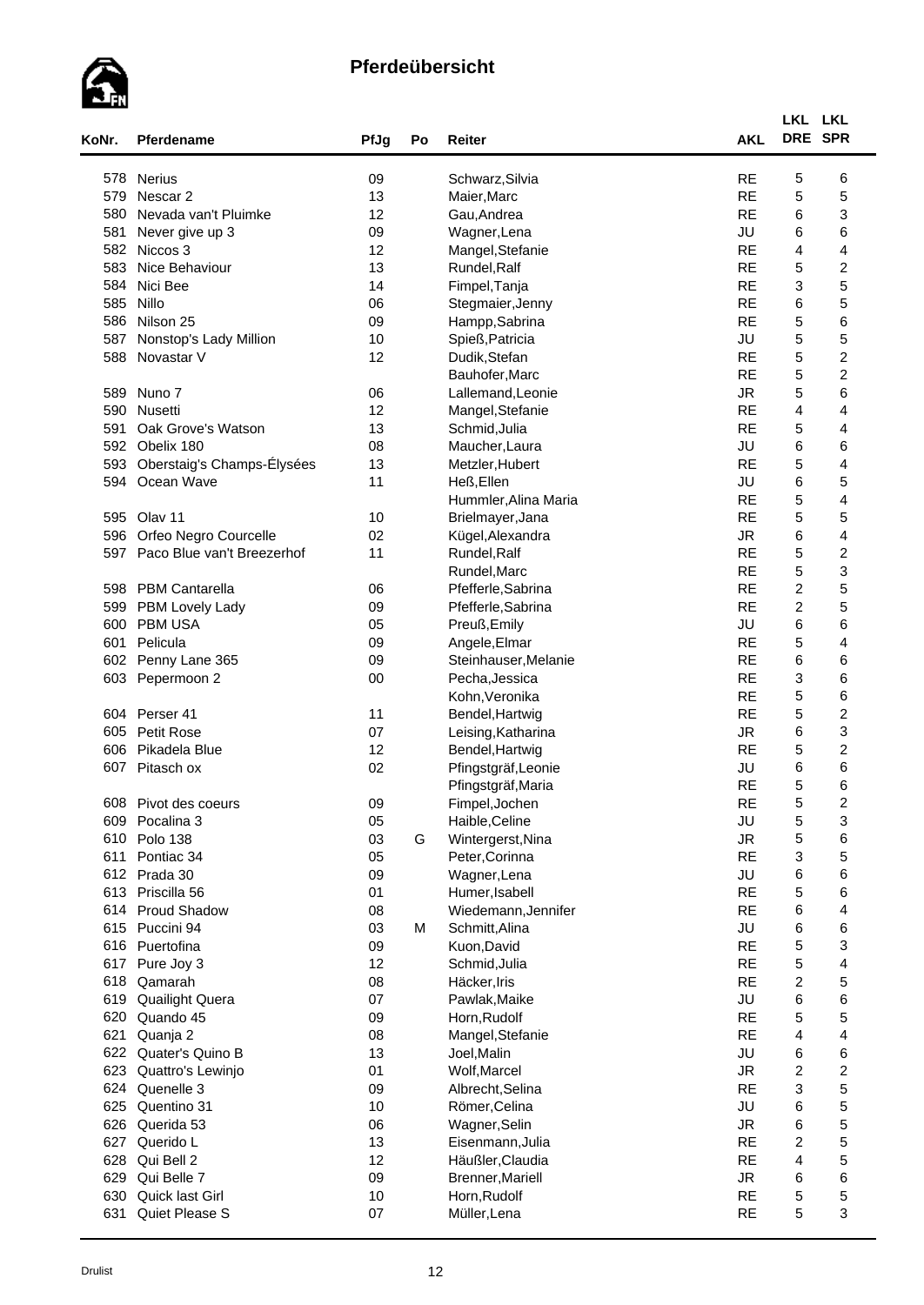## Pferdeübersicht

| KoNr. | Pferdename | PfJg | Po | Reiter | AKL | LKL DRE | LKL SPR |
|---|---|---|---|---|---|---|---|
| 578 | Nerius | 09 | | Schwarz,Silvia | RE | 5 | 6 |
| 579 | Nescar 2 | 13 | | Maier,Marc | RE | 5 | 5 |
| 580 | Nevada van't Pluimke | 12 | | Gau,Andrea | RE | 6 | 3 |
| 581 | Never give up 3 | 09 | | Wagner,Lena | JU | 6 | 6 |
| 582 | Niccos 3 | 12 | | Mangel,Stefanie | RE | 4 | 4 |
| 583 | Nice Behaviour | 13 | | Rundel,Ralf | RE | 5 | 2 |
| 584 | Nici Bee | 14 | | Fimpel,Tanja | RE | 3 | 5 |
| 585 | Nillo | 06 | | Stegmaier,Jenny | RE | 6 | 5 |
| 586 | Nilson 25 | 09 | | Hampp,Sabrina | RE | 5 | 6 |
| 587 | Nonstop's Lady Million | 10 | | Spieß,Patricia | JU | 5 | 5 |
| 588 | Novastar V | 12 | | Dudik,Stefan | RE | 5 | 2 |
| | | | | Bauhofer,Marc | RE | 5 | 2 |
| 589 | Nuno 7 | 06 | | Lallemand,Leonie | JR | 5 | 6 |
| 590 | Nusetti | 12 | | Mangel,Stefanie | RE | 4 | 4 |
| 591 | Oak Grove's Watson | 13 | | Schmid,Julia | RE | 5 | 4 |
| 592 | Obelix 180 | 08 | | Maucher,Laura | JU | 6 | 6 |
| 593 | Oberstaig's Champs-Élysées | 13 | | Metzler,Hubert | RE | 5 | 4 |
| 594 | Ocean Wave | 11 | | Heß,Ellen | JU | 6 | 5 |
| | | | | Hummler,Alina Maria | RE | 5 | 4 |
| 595 | Olav 11 | 10 | | Brielmayer,Jana | RE | 5 | 5 |
| 596 | Orfeo Negro Courcelle | 02 | | Kügel,Alexandra | JR | 6 | 4 |
| 597 | Paco Blue van't Breezerhof | 11 | | Rundel,Ralf | RE | 5 | 2 |
| | | | | Rundel,Marc | RE | 5 | 3 |
| 598 | PBM Cantarella | 06 | | Pfefferle,Sabrina | RE | 2 | 5 |
| 599 | PBM Lovely Lady | 09 | | Pfefferle,Sabrina | RE | 2 | 5 |
| 600 | PBM USA | 05 | | Preuß,Emily | JU | 6 | 6 |
| 601 | Pelicula | 09 | | Angele,Elmar | RE | 5 | 4 |
| 602 | Penny Lane 365 | 09 | | Steinhauser,Melanie | RE | 6 | 6 |
| 603 | Pepermoon 2 | 00 | | Pecha,Jessica | RE | 3 | 6 |
| | | | | Kohn,Veronika | RE | 5 | 6 |
| 604 | Perser 41 | 11 | | Bendel,Hartwig | RE | 5 | 2 |
| 605 | Petit Rose | 07 | | Leising,Katharina | JR | 6 | 3 |
| 606 | Pikadela Blue | 12 | | Bendel,Hartwig | RE | 5 | 2 |
| 607 | Pitasch ox | 02 | | Pfingstgräf,Leonie | JU | 6 | 6 |
| | | | | Pfingstgräf,Maria | RE | 5 | 6 |
| 608 | Pivot des coeurs | 09 | | Fimpel,Jochen | RE | 5 | 2 |
| 609 | Pocalina 3 | 05 | | Haible,Celine | JU | 5 | 3 |
| 610 | Polo 138 | 03 | G | Wintergerst,Nina | JR | 5 | 6 |
| 611 | Pontiac 34 | 05 | | Peter,Corinna | RE | 3 | 5 |
| 612 | Prada 30 | 09 | | Wagner,Lena | JU | 6 | 6 |
| 613 | Priscilla 56 | 01 | | Humer,Isabell | RE | 5 | 6 |
| 614 | Proud Shadow | 08 | | Wiedemann,Jennifer | RE | 6 | 4 |
| 615 | Puccini 94 | 03 | M | Schmitt,Alina | JU | 6 | 6 |
| 616 | Puertofina | 09 | | Kuon,David | RE | 5 | 3 |
| 617 | Pure Joy 3 | 12 | | Schmid,Julia | RE | 5 | 4 |
| 618 | Qamarah | 08 | | Häcker,Iris | RE | 2 | 5 |
| 619 | Quailight Quera | 07 | | Pawlak,Maike | JU | 6 | 6 |
| 620 | Quando 45 | 09 | | Horn,Rudolf | RE | 5 | 5 |
| 621 | Quanja 2 | 08 | | Mangel,Stefanie | RE | 4 | 4 |
| 622 | Quater's Quino B | 13 | | Joel,Malin | JU | 6 | 6 |
| 623 | Quattro's Lewinjo | 01 | | Wolf,Marcel | JR | 2 | 2 |
| 624 | Quenelle 3 | 09 | | Albrecht,Selina | RE | 3 | 5 |
| 625 | Quentino 31 | 10 | | Römer,Celina | JU | 6 | 5 |
| 626 | Querida 53 | 06 | | Wagner,Selin | JR | 6 | 5 |
| 627 | Querido L | 13 | | Eisenmann,Julia | RE | 2 | 5 |
| 628 | Qui Bell 2 | 12 | | Häußler,Claudia | RE | 4 | 5 |
| 629 | Qui Belle 7 | 09 | | Brenner,Mariell | JR | 6 | 6 |
| 630 | Quick last Girl | 10 | | Horn,Rudolf | RE | 5 | 5 |
| 631 | Quiet Please S | 07 | | Müller,Lena | RE | 5 | 3 |

Drulist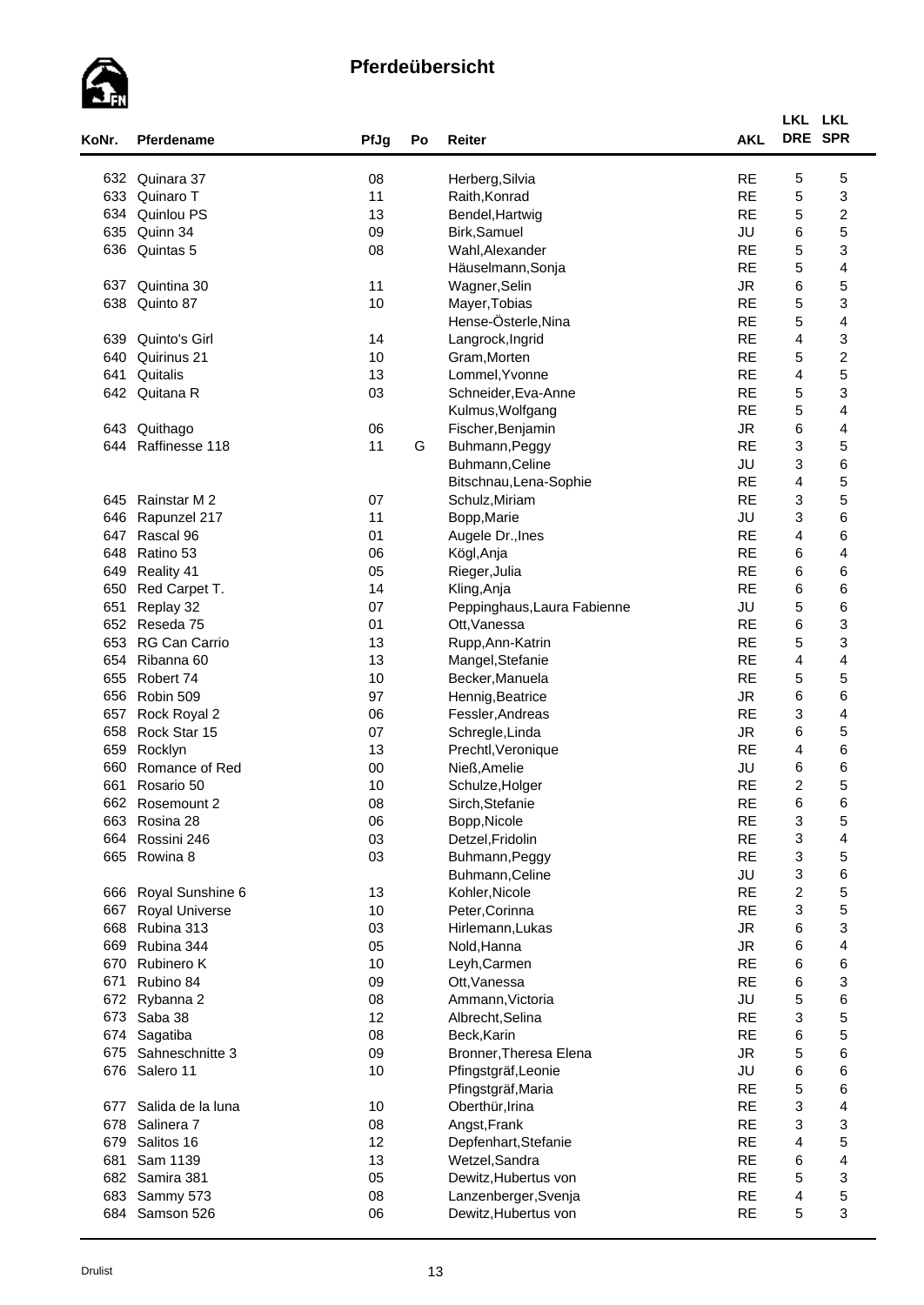## Pferdeübersicht

| KoNr. | Pferdename | PfJg | Po | Reiter | AKL | LKL DRE | LKL SPR |
|---|---|---|---|---|---|---|---|
| 632 | Quinara 37 | 08 | | Herberg,Silvia | RE | 5 | 5 |
| 633 | Quinaro T | 11 | | Raith,Konrad | RE | 5 | 3 |
| 634 | Quinlou PS | 13 | | Bendel,Hartwig | RE | 5 | 2 |
| 635 | Quinn 34 | 09 | | Birk,Samuel | JU | 6 | 5 |
| 636 | Quintas 5 | 08 | | Wahl,Alexander | RE | 5 | 3 |
| | | | | Häuselmann,Sonja | RE | 5 | 4 |
| 637 | Quintina 30 | 11 | | Wagner,Selin | JR | 6 | 5 |
| 638 | Quinto 87 | 10 | | Mayer,Tobias | RE | 5 | 3 |
| | | | | Hense-Österle,Nina | RE | 5 | 4 |
| 639 | Quinto's Girl | 14 | | Langrock,Ingrid | RE | 4 | 3 |
| 640 | Quirinus 21 | 10 | | Gram,Morten | RE | 5 | 2 |
| 641 | Quitalis | 13 | | Lommel,Yvonne | RE | 4 | 5 |
| 642 | Quitana R | 03 | | Schneider,Eva-Anne | RE | 5 | 3 |
| | | | | Kulmus,Wolfgang | RE | 5 | 4 |
| 643 | Quithago | 06 | | Fischer,Benjamin | JR | 6 | 4 |
| 644 | Raffinesse 118 | 11 | G | Buhmann,Peggy | RE | 3 | 5 |
| | | | | Buhmann,Celine | JU | 3 | 6 |
| | | | | Bitschnau,Lena-Sophie | RE | 4 | 5 |
| 645 | Rainstar M 2 | 07 | | Schulz,Miriam | RE | 3 | 5 |
| 646 | Rapunzel 217 | 11 | | Bopp,Marie | JU | 3 | 6 |
| 647 | Rascal 96 | 01 | | Augele Dr.,Ines | RE | 4 | 6 |
| 648 | Ratino 53 | 06 | | Kögl,Anja | RE | 6 | 4 |
| 649 | Reality 41 | 05 | | Rieger,Julia | RE | 6 | 6 |
| 650 | Red Carpet T. | 14 | | Kling,Anja | RE | 6 | 6 |
| 651 | Replay 32 | 07 | | Peppinghaus,Laura Fabienne | JU | 5 | 6 |
| 652 | Reseda 75 | 01 | | Ott,Vanessa | RE | 6 | 3 |
| 653 | RG Can Carrio | 13 | | Rupp,Ann-Katrin | RE | 5 | 3 |
| 654 | Ribanna 60 | 13 | | Mangel,Stefanie | RE | 4 | 4 |
| 655 | Robert 74 | 10 | | Becker,Manuela | RE | 5 | 5 |
| 656 | Robin 509 | 97 | | Hennig,Beatrice | JR | 6 | 6 |
| 657 | Rock Royal 2 | 06 | | Fessler,Andreas | RE | 3 | 4 |
| 658 | Rock Star 15 | 07 | | Schregle,Linda | JR | 6 | 5 |
| 659 | Rocklyn | 13 | | Prechtl,Veronique | RE | 4 | 6 |
| 660 | Romance of Red | 00 | | Nieß,Amelie | JU | 6 | 6 |
| 661 | Rosario 50 | 10 | | Schulze,Holger | RE | 2 | 5 |
| 662 | Rosemount 2 | 08 | | Sirch,Stefanie | RE | 6 | 6 |
| 663 | Rosina 28 | 06 | | Bopp,Nicole | RE | 3 | 5 |
| 664 | Rossini 246 | 03 | | Detzel,Fridolin | RE | 3 | 4 |
| 665 | Rowina 8 | 03 | | Buhmann,Peggy | RE | 3 | 5 |
| | | | | Buhmann,Celine | JU | 3 | 6 |
| 666 | Royal Sunshine 6 | 13 | | Kohler,Nicole | RE | 2 | 5 |
| 667 | Royal Universe | 10 | | Peter,Corinna | RE | 3 | 5 |
| 668 | Rubina 313 | 03 | | Hirlemann,Lukas | JR | 6 | 3 |
| 669 | Rubina 344 | 05 | | Nold,Hanna | JR | 6 | 4 |
| 670 | Rubinero K | 10 | | Leyh,Carmen | RE | 6 | 6 |
| 671 | Rubino 84 | 09 | | Ott,Vanessa | RE | 6 | 3 |
| 672 | Rybanna 2 | 08 | | Ammann,Victoria | JU | 5 | 6 |
| 673 | Saba 38 | 12 | | Albrecht,Selina | RE | 3 | 5 |
| 674 | Sagatiba | 08 | | Beck,Karin | RE | 6 | 5 |
| 675 | Sahneschnitte 3 | 09 | | Bronner,Theresa Elena | JR | 5 | 6 |
| 676 | Salero 11 | 10 | | Pfingstgräf,Leonie | JU | 6 | 6 |
| | | | | Pfingstgräf,Maria | RE | 5 | 6 |
| 677 | Salida de la luna | 10 | | Oberthür,Irina | RE | 3 | 4 |
| 678 | Salinera 7 | 08 | | Angst,Frank | RE | 3 | 3 |
| 679 | Salitos 16 | 12 | | Depfenhart,Stefanie | RE | 4 | 5 |
| 681 | Sam 1139 | 13 | | Wetzel,Sandra | RE | 6 | 4 |
| 682 | Samira 381 | 05 | | Dewitz,Hubertus von | RE | 5 | 3 |
| 683 | Sammy 573 | 08 | | Lanzenberger,Svenja | RE | 4 | 5 |
| 684 | Samson 526 | 06 | | Dewitz,Hubertus von | RE | 5 | 3 |

Drulist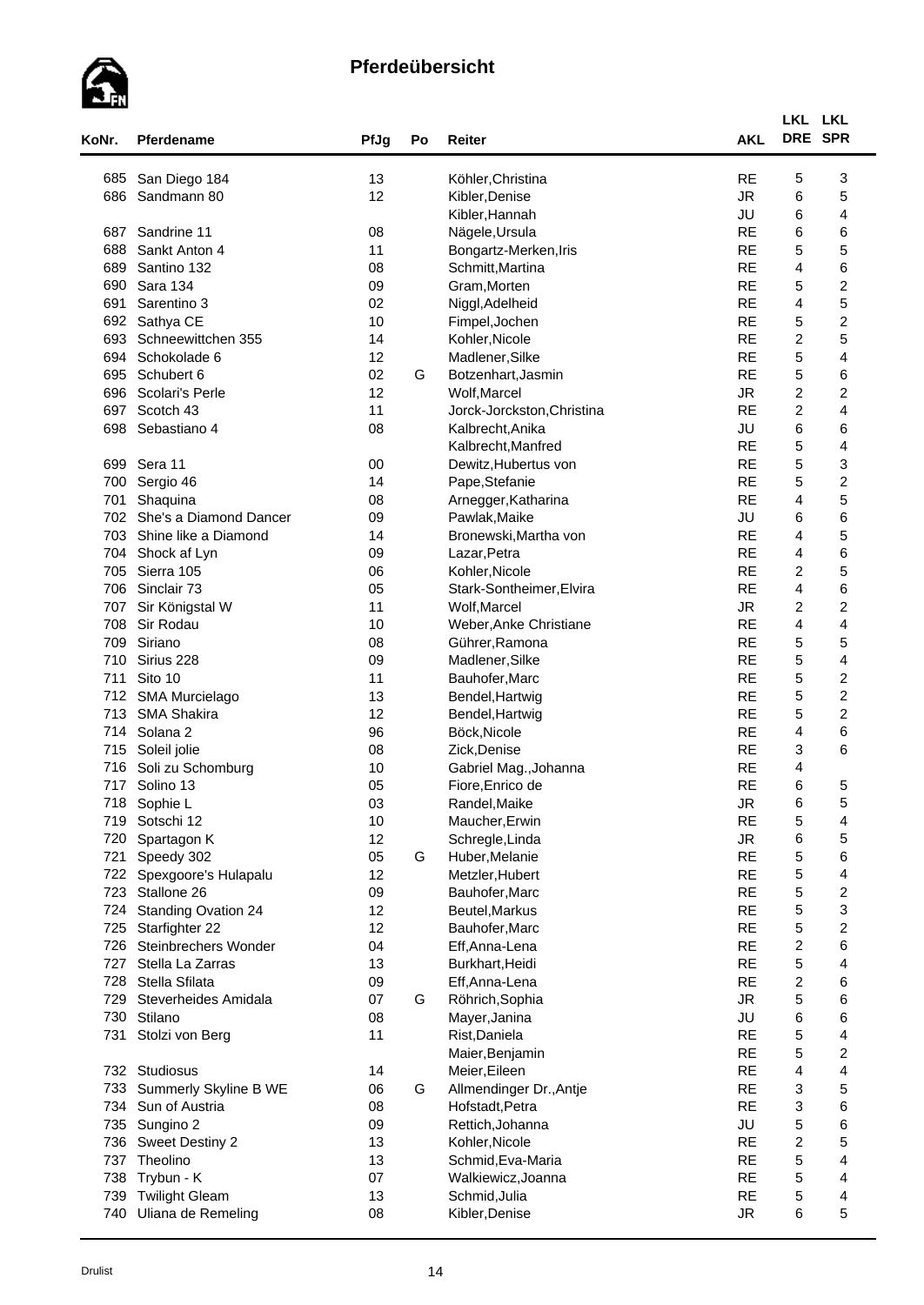# Pferdeübersicht

| KoNr. | Pferdename | PfJg | Po | Reiter | AKL | LKL DRE | LKL SPR |
|---|---|---|---|---|---|---|---|
| 685 | San Diego 184 | 13 | | Köhler,Christina | RE | 5 | 3 |
| 686 | Sandmann 80 | 12 | | Kibler,Denise | JR | 6 | 5 |
| | | | | Kibler,Hannah | JU | 6 | 4 |
| 687 | Sandrine 11 | 08 | | Nägele,Ursula | RE | 6 | 6 |
| 688 | Sankt Anton 4 | 11 | | Bongartz-Merken,Iris | RE | 5 | 5 |
| 689 | Santino 132 | 08 | | Schmitt,Martina | RE | 4 | 6 |
| 690 | Sara 134 | 09 | | Gram,Morten | RE | 5 | 2 |
| 691 | Sarentino 3 | 02 | | Niggl,Adelheid | RE | 4 | 5 |
| 692 | Sathya CE | 10 | | Fimpel,Jochen | RE | 5 | 2 |
| 693 | Schneewittchen 355 | 14 | | Kohler,Nicole | RE | 2 | 5 |
| 694 | Schokolade 6 | 12 | | Madlener,Silke | RE | 5 | 4 |
| 695 | Schubert 6 | 02 | G | Botzenhart,Jasmin | RE | 5 | 6 |
| 696 | Scolari's Perle | 12 | | Wolf,Marcel | JR | 2 | 2 |
| 697 | Scotch 43 | 11 | | Jorck-Jorckston,Christina | RE | 2 | 4 |
| 698 | Sebastiano 4 | 08 | | Kalbrecht,Anika | JU | 6 | 6 |
| | | | | Kalbrecht,Manfred | RE | 5 | 4 |
| 699 | Sera 11 | 00 | | Dewitz,Hubertus von | RE | 5 | 3 |
| 700 | Sergio 46 | 14 | | Pape,Stefanie | RE | 5 | 2 |
| 701 | Shaquina | 08 | | Arnegger,Katharina | RE | 4 | 5 |
| 702 | She's a Diamond Dancer | 09 | | Pawlak,Maike | JU | 6 | 6 |
| 703 | Shine like a Diamond | 14 | | Bronewski,Martha von | RE | 4 | 5 |
| 704 | Shock af Lyn | 09 | | Lazar,Petra | RE | 4 | 6 |
| 705 | Sierra 105 | 06 | | Kohler,Nicole | RE | 2 | 5 |
| 706 | Sinclair 73 | 05 | | Stark-Sontheimer,Elvira | RE | 4 | 6 |
| 707 | Sir Königstal W | 11 | | Wolf,Marcel | JR | 2 | 2 |
| 708 | Sir Rodau | 10 | | Weber,Anke Christiane | RE | 4 | 4 |
| 709 | Siriano | 08 | | Gührer,Ramona | RE | 5 | 5 |
| 710 | Sirius 228 | 09 | | Madlener,Silke | RE | 5 | 4 |
| 711 | Sito 10 | 11 | | Bauhofer,Marc | RE | 5 | 2 |
| 712 | SMA Murcielago | 13 | | Bendel,Hartwig | RE | 5 | 2 |
| 713 | SMA Shakira | 12 | | Bendel,Hartwig | RE | 5 | 2 |
| 714 | Solana 2 | 96 | | Böck,Nicole | RE | 4 | 6 |
| 715 | Soleil jolie | 08 | | Zick,Denise | RE | 3 | 6 |
| 716 | Soli zu Schomburg | 10 | | Gabriel Mag.,Johanna | RE | 4 | |
| 717 | Solino 13 | 05 | | Fiore,Enrico de | RE | 6 | 5 |
| 718 | Sophie L | 03 | | Randel,Maike | JR | 6 | 5 |
| 719 | Sotschi 12 | 10 | | Maucher,Erwin | RE | 5 | 4 |
| 720 | Spartagon K | 12 | | Schregle,Linda | JR | 6 | 5 |
| 721 | Speedy 302 | 05 | G | Huber,Melanie | RE | 5 | 6 |
| 722 | Spexgoore's Hulapalu | 12 | | Metzler,Hubert | RE | 5 | 4 |
| 723 | Stallone 26 | 09 | | Bauhofer,Marc | RE | 5 | 2 |
| 724 | Standing Ovation 24 | 12 | | Beutel,Markus | RE | 5 | 3 |
| 725 | Starfighter 22 | 12 | | Bauhofer,Marc | RE | 5 | 2 |
| 726 | Steinbrechers Wonder | 04 | | Eff,Anna-Lena | RE | 2 | 6 |
| 727 | Stella La Zarras | 13 | | Burkhart,Heidi | RE | 5 | 4 |
| 728 | Stella Sfilata | 09 | | Eff,Anna-Lena | RE | 2 | 6 |
| 729 | Steverheides Amidala | 07 | G | Röhrich,Sophia | JR | 5 | 6 |
| 730 | Stilano | 08 | | Mayer,Janina | JU | 6 | 6 |
| 731 | Stolzi von Berg | 11 | | Rist,Daniela | RE | 5 | 4 |
| | | | | Maier,Benjamin | RE | 5 | 2 |
| 732 | Studiosus | 14 | | Meier,Eileen | RE | 4 | 4 |
| 733 | Summerly Skyline B WE | 06 | G | Allmendinger Dr.,Antje | RE | 3 | 5 |
| 734 | Sun of Austria | 08 | | Hofstadt,Petra | RE | 3 | 6 |
| 735 | Sungino 2 | 09 | | Rettich,Johanna | JU | 5 | 6 |
| 736 | Sweet Destiny 2 | 13 | | Kohler,Nicole | RE | 2 | 5 |
| 737 | Theolino | 13 | | Schmid,Eva-Maria | RE | 5 | 4 |
| 738 | Trybun - K | 07 | | Walkiewicz,Joanna | RE | 5 | 4 |
| 739 | Twilight Gleam | 13 | | Schmid,Julia | RE | 5 | 4 |
| 740 | Uliana de Remeling | 08 | | Kibler,Denise | JR | 6 | 5 |

Drulist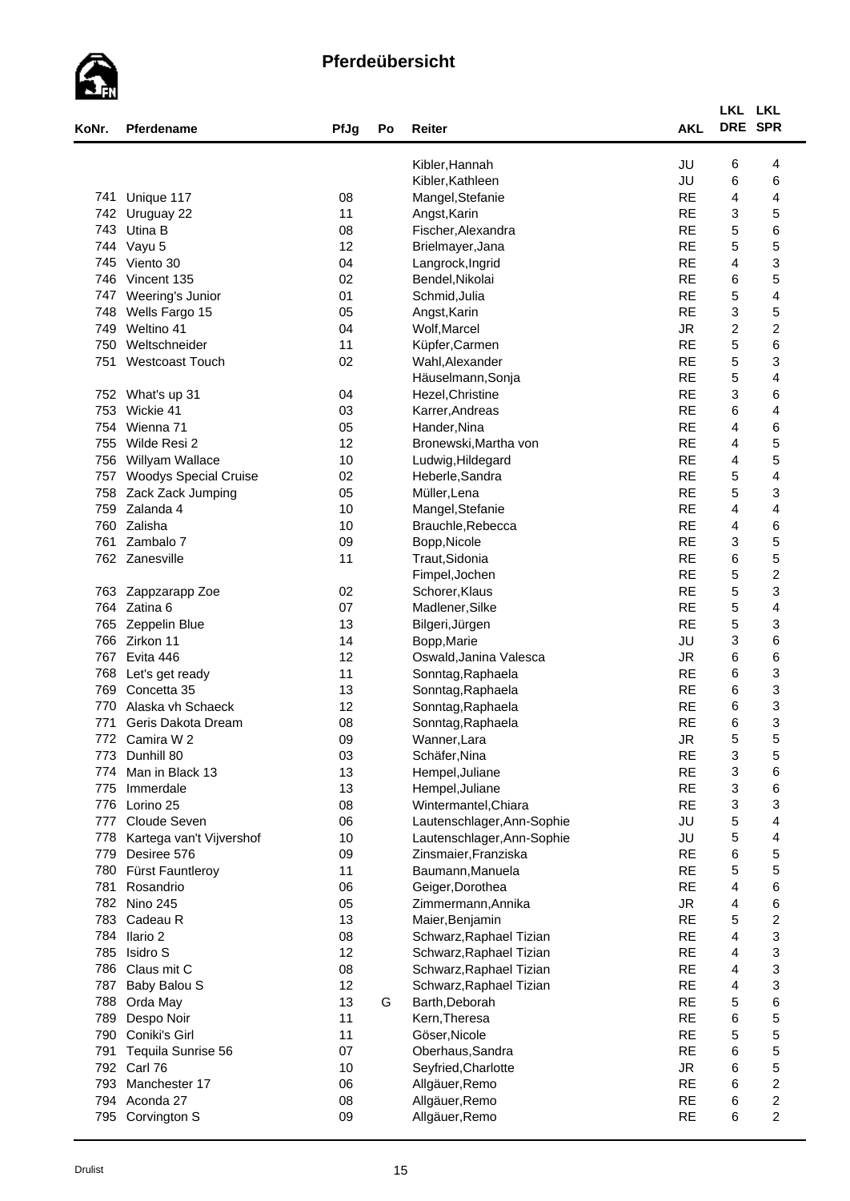## Pferdeübersicht

| KoNr. | Pferdename | PfJg | Po | Reiter | AKL | LKL DRE | LKL SPR |
|---|---|---|---|---|---|---|---|
| | | | | Kibler,Hannah | JU | 6 | 4 |
| | | | | Kibler,Kathleen | JU | 6 | 6 |
| 741 | Unique 117 | 08 | | Mangel,Stefanie | RE | 4 | 4 |
| 742 | Uruguay 22 | 11 | | Angst,Karin | RE | 3 | 5 |
| 743 | Utina B | 08 | | Fischer,Alexandra | RE | 5 | 6 |
| 744 | Vayu 5 | 12 | | Brielmayer,Jana | RE | 5 | 5 |
| 745 | Viento 30 | 04 | | Langrock,Ingrid | RE | 4 | 3 |
| 746 | Vincent 135 | 02 | | Bendel,Nikolai | RE | 6 | 5 |
| 747 | Weering's Junior | 01 | | Schmid,Julia | RE | 5 | 4 |
| 748 | Wells Fargo 15 | 05 | | Angst,Karin | RE | 3 | 5 |
| 749 | Weltino 41 | 04 | | Wolf,Marcel | JR | 2 | 2 |
| 750 | Weltschneider | 11 | | Küpfer,Carmen | RE | 5 | 6 |
| 751 | Westcoast Touch | 02 | | Wahl,Alexander | RE | 5 | 3 |
| | | | | Häuselmann,Sonja | RE | 5 | 4 |
| 752 | What's up 31 | 04 | | Hezel,Christine | RE | 3 | 6 |
| 753 | Wickie 41 | 03 | | Karrer,Andreas | RE | 6 | 4 |
| 754 | Wienna 71 | 05 | | Hander,Nina | RE | 4 | 6 |
| 755 | Wilde Resi 2 | 12 | | Bronewski,Martha von | RE | 4 | 5 |
| 756 | Willyam Wallace | 10 | | Ludwig,Hildegard | RE | 4 | 5 |
| 757 | Woodys Special Cruise | 02 | | Heberle,Sandra | RE | 5 | 4 |
| 758 | Zack Zack Jumping | 05 | | Müller,Lena | RE | 5 | 3 |
| 759 | Zalanda 4 | 10 | | Mangel,Stefanie | RE | 4 | 4 |
| 760 | Zalisha | 10 | | Brauchle,Rebecca | RE | 4 | 6 |
| 761 | Zambalo 7 | 09 | | Bopp,Nicole | RE | 3 | 5 |
| 762 | Zanesville | 11 | | Traut,Sidonia | RE | 6 | 5 |
| | | | | Fimpel,Jochen | RE | 5 | 2 |
| 763 | Zappzarapp Zoe | 02 | | Schorer,Klaus | RE | 5 | 3 |
| 764 | Zatina 6 | 07 | | Madlener,Silke | RE | 5 | 4 |
| 765 | Zeppelin Blue | 13 | | Bilgeri,Jürgen | RE | 5 | 3 |
| 766 | Zirkon 11 | 14 | | Bopp,Marie | JU | 3 | 6 |
| 767 | Evita 446 | 12 | | Oswald,Janina Valesca | JR | 6 | 6 |
| 768 | Let's get ready | 11 | | Sonntag,Raphaela | RE | 6 | 3 |
| 769 | Concetta 35 | 13 | | Sonntag,Raphaela | RE | 6 | 3 |
| 770 | Alaska vh Schaeck | 12 | | Sonntag,Raphaela | RE | 6 | 3 |
| 771 | Geris Dakota Dream | 08 | | Sonntag,Raphaela | RE | 6 | 3 |
| 772 | Camira W 2 | 09 | | Wanner,Lara | JR | 5 | 5 |
| 773 | Dunhill 80 | 03 | | Schäfer,Nina | RE | 3 | 5 |
| 774 | Man in Black 13 | 13 | | Hempel,Juliane | RE | 3 | 6 |
| 775 | Immerdale | 13 | | Hempel,Juliane | RE | 3 | 6 |
| 776 | Lorino 25 | 08 | | Wintermantel,Chiara | RE | 3 | 3 |
| 777 | Cloude Seven | 06 | | Lautenschlager,Ann-Sophie | JU | 5 | 4 |
| 778 | Kartega van't Vijvershof | 10 | | Lautenschlager,Ann-Sophie | JU | 5 | 4 |
| 779 | Desiree 576 | 09 | | Zinsmaier,Franziska | RE | 6 | 5 |
| 780 | Fürst Fauntleroy | 11 | | Baumann,Manuela | RE | 5 | 5 |
| 781 | Rosandrio | 06 | | Geiger,Dorothea | RE | 4 | 6 |
| 782 | Nino 245 | 05 | | Zimmermann,Annika | JR | 4 | 6 |
| 783 | Cadeau R | 13 | | Maier,Benjamin | RE | 5 | 2 |
| 784 | Ilario 2 | 08 | | Schwarz,Raphael Tizian | RE | 4 | 3 |
| 785 | Isidro S | 12 | | Schwarz,Raphael Tizian | RE | 4 | 3 |
| 786 | Claus mit C | 08 | | Schwarz,Raphael Tizian | RE | 4 | 3 |
| 787 | Baby Balou S | 12 | | Schwarz,Raphael Tizian | RE | 4 | 3 |
| 788 | Orda May | 13 | G | Barth,Deborah | RE | 5 | 6 |
| 789 | Despo Noir | 11 | | Kern,Theresa | RE | 6 | 5 |
| 790 | Coniki's Girl | 11 | | Göser,Nicole | RE | 5 | 5 |
| 791 | Tequila Sunrise 56 | 07 | | Oberhaus,Sandra | RE | 6 | 5 |
| 792 | Carl 76 | 10 | | Seyfried,Charlotte | JR | 6 | 5 |
| 793 | Manchester 17 | 06 | | Allgäuer,Remo | RE | 6 | 2 |
| 794 | Aconda 27 | 08 | | Allgäuer,Remo | RE | 6 | 2 |
| 795 | Corvington S | 09 | | Allgäuer,Remo | RE | 6 | 2 |

Drulist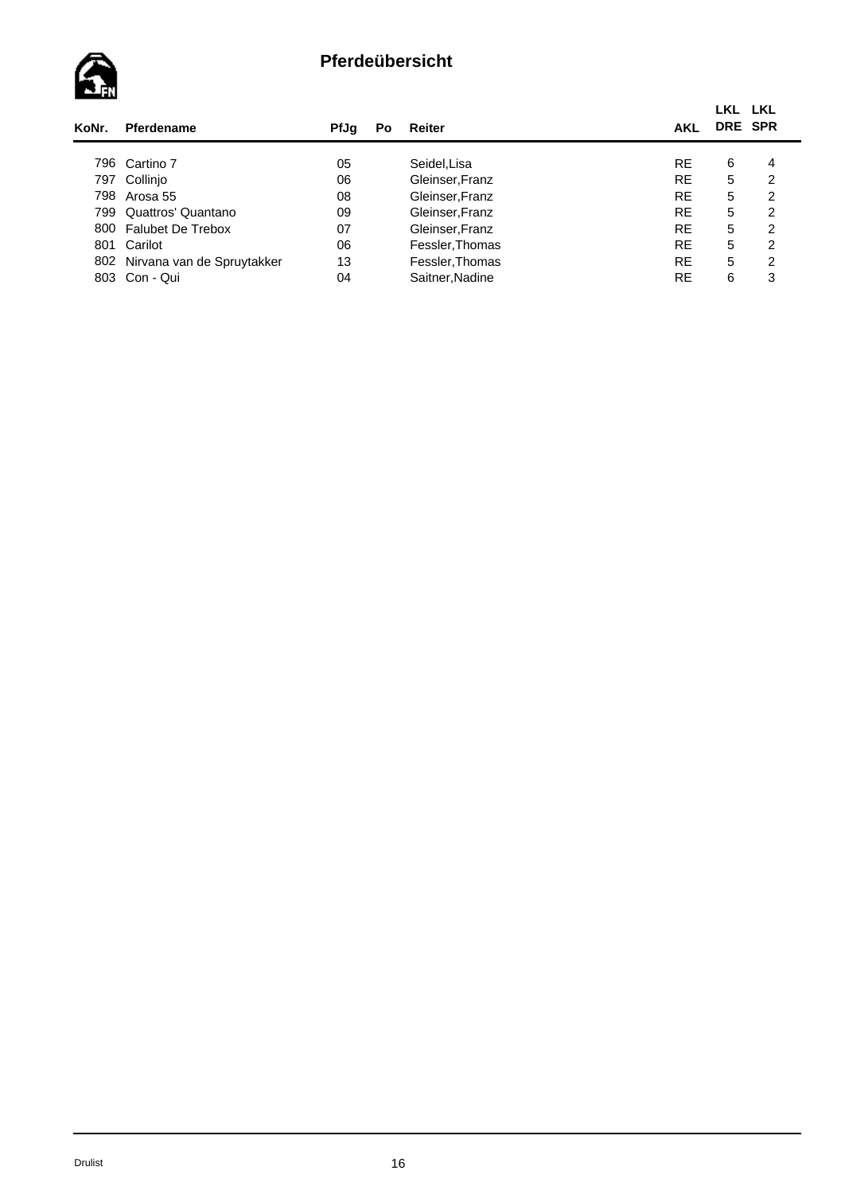## Pferdeübersicht

| KoNr. | Pferdename | PfJg | Po | Reiter | AKL | LKL DRE | LKL SPR |
|---|---|---|---|---|---|---|---|
| 796 | Cartino 7 | 05 | | Seidel,Lisa | RE | 6 | 4 |
| 797 | Collinjo | 06 | | Gleinser,Franz | RE | 5 | 2 |
| 798 | Arosa 55 | 08 | | Gleinser,Franz | RE | 5 | 2 |
| 799 | Quattros' Quantano | 09 | | Gleinser,Franz | RE | 5 | 2 |
| 800 | Falubet De Trebox | 07 | | Gleinser,Franz | RE | 5 | 2 |
| 801 | Carilot | 06 | | Fessler,Thomas | RE | 5 | 2 |
| 802 | Nirvana van de Spruytakker | 13 | | Fessler,Thomas | RE | 5 | 2 |
| 803 | Con - Qui | 04 | | Saitner,Nadine | RE | 6 | 3 |

Drulist